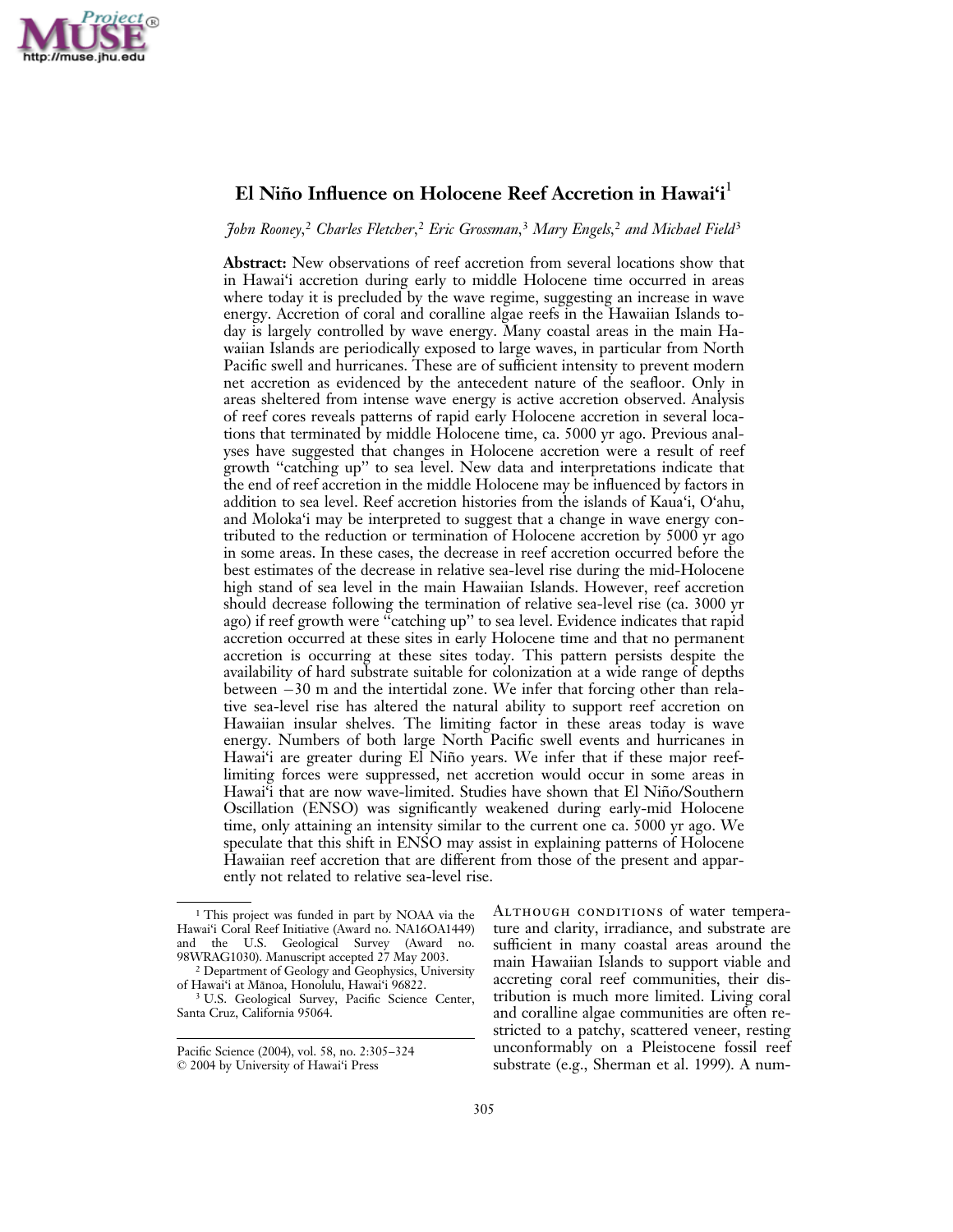# El Niño Influence on Holocene Reef Accretion in Hawai'i[1]

*John Rooney,*[2] *Charles Fletcher,*[2] *Eric Grossman,*[3] *Mary Engels,*[2] *and Michael Field*[3]

**Abstract:** New observations of reef accretion from several locations show that in Hawai'i accretion during early to middle Holocene time occurred in areas where today it is precluded by the wave regime, suggesting an increase in wave energy. Accretion of coral and coralline algae reefs in the Hawaiian Islands today is largely controlled by wave energy. Many coastal areas in the main Hawaiian Islands are periodically exposed to large waves, in particular from North Pacific swell and hurricanes. These are of sufficient intensity to prevent modern net accretion as evidenced by the antecedent nature of the seafloor. Only in areas sheltered from intense wave energy is active accretion observed. Analysis of reef cores reveals patterns of rapid early Holocene accretion in several locations that terminated by middle Holocene time, ca. 5000 yr ago. Previous analyses have suggested that changes in Holocene accretion were a result of reef growth "catching up" to sea level. New data and interpretations indicate that the end of reef accretion in the middle Holocene may be influenced by factors in addition to sea level. Reef accretion histories from the islands of Kaua'i, O'ahu, and Moloka'i may be interpreted to suggest that a change in wave energy contributed to the reduction or termination of Holocene accretion by 5000 yr ago in some areas. In these cases, the decrease in reef accretion occurred before the best estimates of the decrease in relative sea-level rise during the mid-Holocene high stand of sea level in the main Hawaiian Islands. However, reef accretion should decrease following the termination of relative sea-level rise (ca. 3000 yr ago) if reef growth were "catching up" to sea level. Evidence indicates that rapid accretion occurred at these sites in early Holocene time and that no permanent accretion is occurring at these sites today. This pattern persists despite the availability of hard substrate suitable for colonization at a wide range of depths between −30 m and the intertidal zone. We infer that forcing other than relative sea-level rise has altered the natural ability to support reef accretion on Hawaiian insular shelves. The limiting factor in these areas today is wave energy. Numbers of both large North Pacific swell events and hurricanes in Hawai'i are greater during El Niño years. We infer that if these major reef-limiting forces were suppressed, net accretion would occur in some areas in Hawai'i that are now wave-limited. Studies have shown that El Niño/Southern Oscillation (ENSO) was significantly weakened during early-mid Holocene time, only attaining an intensity similar to the current one ca. 5000 yr ago. We speculate that this shift in ENSO may assist in explaining patterns of Holocene Hawaiian reef accretion that are different from those of the present and apparently not related to relative sea-level rise.

---

[1] This project was funded in part by NOAA via the Hawai'i Coral Reef Initiative (Award no. NA16OA1449) and the U.S. Geological Survey (Award no. 98WRAG1030). Manuscript accepted 27 May 2003.

[2] Department of Geology and Geophysics, University of Hawai'i at Mānoa, Honolulu, Hawai'i 96822.

[3] U.S. Geological Survey, Pacific Science Center, Santa Cruz, California 95064.

Pacific Science (2004), vol. 58, no. 2:305–324
© 2004 by University of Hawai'i Press

---

Although conditions of water temperature and clarity, irradiance, and substrate are sufficient in many coastal areas around the main Hawaiian Islands to support viable and accreting coral reef communities, their distribution is much more limited. Living coral and coralline algae communities are often restricted to a patchy, scattered veneer, resting unconformably on a Pleistocene fossil reef substrate (e.g., Sherman et al. 1999). A num-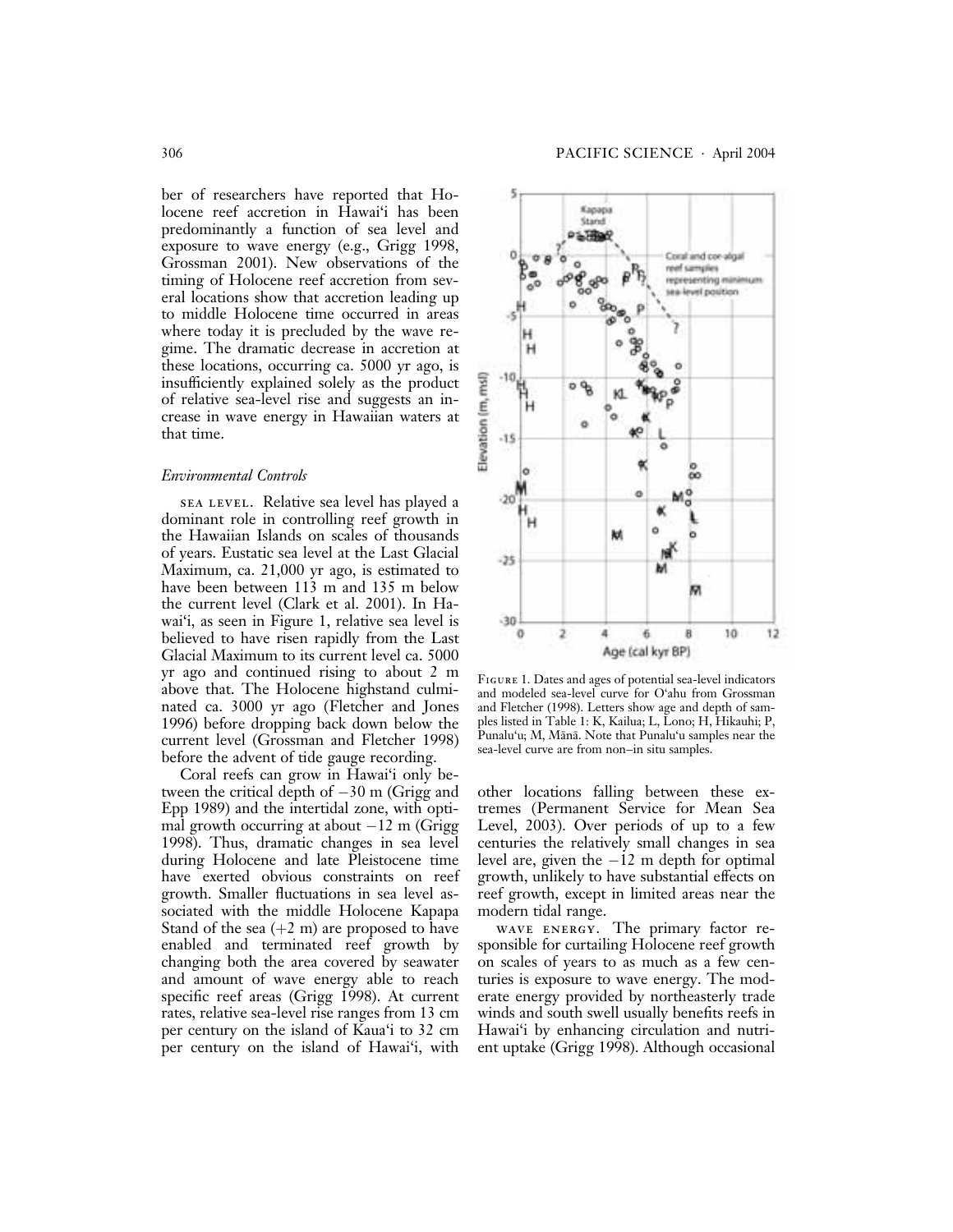ber of researchers have reported that Holocene reef accretion in Hawai'i has been predominantly a function of sea level and exposure to wave energy (e.g., Grigg 1998, Grossman 2001). New observations of the timing of Holocene reef accretion from several locations show that accretion leading up to middle Holocene time occurred in areas where today it is precluded by the wave regime. The dramatic decrease in accretion at these locations, occurring ca. 5000 yr ago, is insufficiently explained solely as the product of relative sea-level rise and suggests an increase in wave energy in Hawaiian waters at that time.

### *Environmental Controls*

SEA LEVEL. Relative sea level has played a dominant role in controlling reef growth in the Hawaiian Islands on scales of thousands of years. Eustatic sea level at the Last Glacial Maximum, ca. 21,000 yr ago, is estimated to have been between 113 m and 135 m below the current level (Clark et al. 2001). In Hawai'i, as seen in Figure 1, relative sea level is believed to have risen rapidly from the Last Glacial Maximum to its current level ca. 5000 yr ago and continued rising to about 2 m above that. The Holocene highstand culminated ca. 3000 yr ago (Fletcher and Jones 1996) before dropping back down below the current level (Grossman and Fletcher 1998) before the advent of tide gauge recording.

Coral reefs can grow in Hawai'i only between the critical depth of −30 m (Grigg and Epp 1989) and the intertidal zone, with optimal growth occurring at about −12 m (Grigg 1998). Thus, dramatic changes in sea level during Holocene and late Pleistocene time have exerted obvious constraints on reef growth. Smaller fluctuations in sea level associated with the middle Holocene Kapapa Stand of the sea (+2 m) are proposed to have enabled and terminated reef growth by changing both the area covered by seawater and amount of wave energy able to reach specific reef areas (Grigg 1998). At current rates, relative sea-level rise ranges from 13 cm per century on the island of Kaua'i to 32 cm per century on the island of Hawai'i, with other locations falling between these extremes (Permanent Service for Mean Sea Level, 2003). Over periods of up to a few centuries the relatively small changes in sea level are, given the −12 m depth for optimal growth, unlikely to have substantial effects on reef growth, except in limited areas near the modern tidal range.

FIGURE 1. Dates and ages of potential sea-level indicators and modeled sea-level curve for O'ahu from Grossman and Fletcher (1998). Letters show age and depth of samples listed in Table 1: K, Kailua; L, Lono; H, Hikauhi; P, Punalu'u; M, Mānā. Note that Punalu'u samples near the sea-level curve are from non–in situ samples.

WAVE ENERGY. The primary factor responsible for curtailing Holocene reef growth on scales of years to as much as a few centuries is exposure to wave energy. The moderate energy provided by northeasterly trade winds and south swell usually benefits reefs in Hawai'i by enhancing circulation and nutrient uptake (Grigg 1998). Although occasional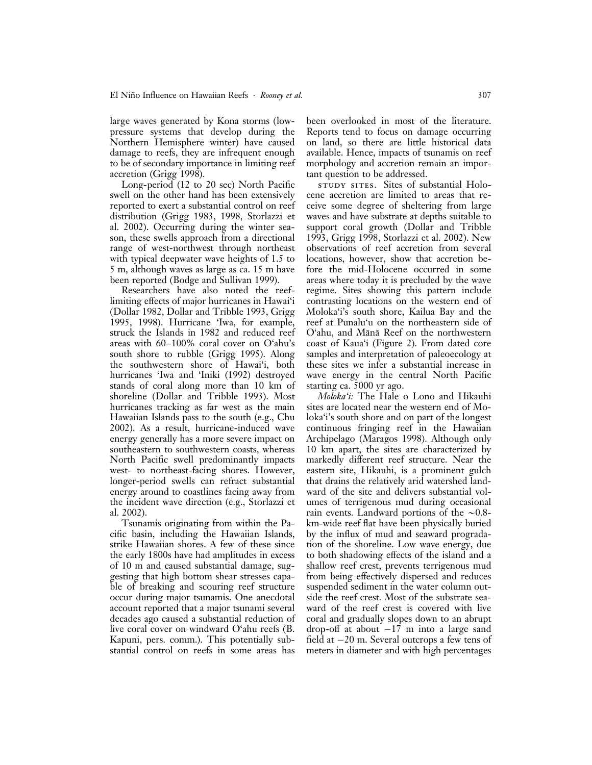large waves generated by Kona storms (low-pressure systems that develop during the Northern Hemisphere winter) have caused damage to reefs, they are infrequent enough to be of secondary importance in limiting reef accretion (Grigg 1998).

Long-period (12 to 20 sec) North Pacific swell on the other hand has been extensively reported to exert a substantial control on reef distribution (Grigg 1983, 1998, Storlazzi et al. 2002). Occurring during the winter season, these swells approach from a directional range of west-northwest through northeast with typical deepwater wave heights of 1.5 to 5 m, although waves as large as ca. 15 m have been reported (Bodge and Sullivan 1999).

Researchers have also noted the reef-limiting effects of major hurricanes in Hawai'i (Dollar 1982, Dollar and Tribble 1993, Grigg 1995, 1998). Hurricane 'Iwa, for example, struck the Islands in 1982 and reduced reef areas with 60–100% coral cover on O'ahu's south shore to rubble (Grigg 1995). Along the southwestern shore of Hawai'i, both hurricanes 'Iwa and 'Iniki (1992) destroyed stands of coral along more than 10 km of shoreline (Dollar and Tribble 1993). Most hurricanes tracking as far west as the main Hawaiian Islands pass to the south (e.g., Chu 2002). As a result, hurricane-induced wave energy generally has a more severe impact on southeastern to southwestern coasts, whereas North Pacific swell predominantly impacts west- to northeast-facing shores. However, longer-period swells can refract substantial energy around to coastlines facing away from the incident wave direction (e.g., Storlazzi et al. 2002).

Tsunamis originating from within the Pacific basin, including the Hawaiian Islands, strike Hawaiian shores. A few of these since the early 1800s have had amplitudes in excess of 10 m and caused substantial damage, suggesting that high bottom shear stresses capable of breaking and scouring reef structure occur during major tsunamis. One anecdotal account reported that a major tsunami several decades ago caused a substantial reduction of live coral cover on windward O'ahu reefs (B. Kapuni, pers. comm.). This potentially substantial control on reefs in some areas has been overlooked in most of the literature. Reports tend to focus on damage occurring on land, so there are little historical data available. Hence, impacts of tsunamis on reef morphology and accretion remain an important question to be addressed.

STUDY SITES. Sites of substantial Holocene accretion are limited to areas that receive some degree of sheltering from large waves and have substrate at depths suitable to support coral growth (Dollar and Tribble 1993, Grigg 1998, Storlazzi et al. 2002). New observations of reef accretion from several locations, however, show that accretion before the mid-Holocene occurred in some areas where today it is precluded by the wave regime. Sites showing this pattern include contrasting locations on the western end of Moloka'i's south shore, Kailua Bay and the reef at Punalu'u on the northeastern side of O'ahu, and Mānā Reef on the northwestern coast of Kaua'i (Figure 2). From dated core samples and interpretation of paleoecology at these sites we infer a substantial increase in wave energy in the central North Pacific starting ca. 5000 yr ago.

*Moloka'i:* The Hale o Lono and Hikauhi sites are located near the western end of Moloka'i's south shore and on part of the longest continuous fringing reef in the Hawaiian Archipelago (Maragos 1998). Although only 10 km apart, the sites are characterized by markedly different reef structure. Near the eastern site, Hikauhi, is a prominent gulch that drains the relatively arid watershed landward of the site and delivers substantial volumes of terrigenous mud during occasional rain events. Landward portions of the ~0.8-km-wide reef flat have been physically buried by the influx of mud and seaward progradation of the shoreline. Low wave energy, due to both shadowing effects of the island and a shallow reef crest, prevents terrigenous mud from being effectively dispersed and reduces suspended sediment in the water column outside the reef crest. Most of the substrate seaward of the reef crest is covered with live coral and gradually slopes down to an abrupt drop-off at about −17 m into a large sand field at −20 m. Several outcrops a few tens of meters in diameter and with high percentages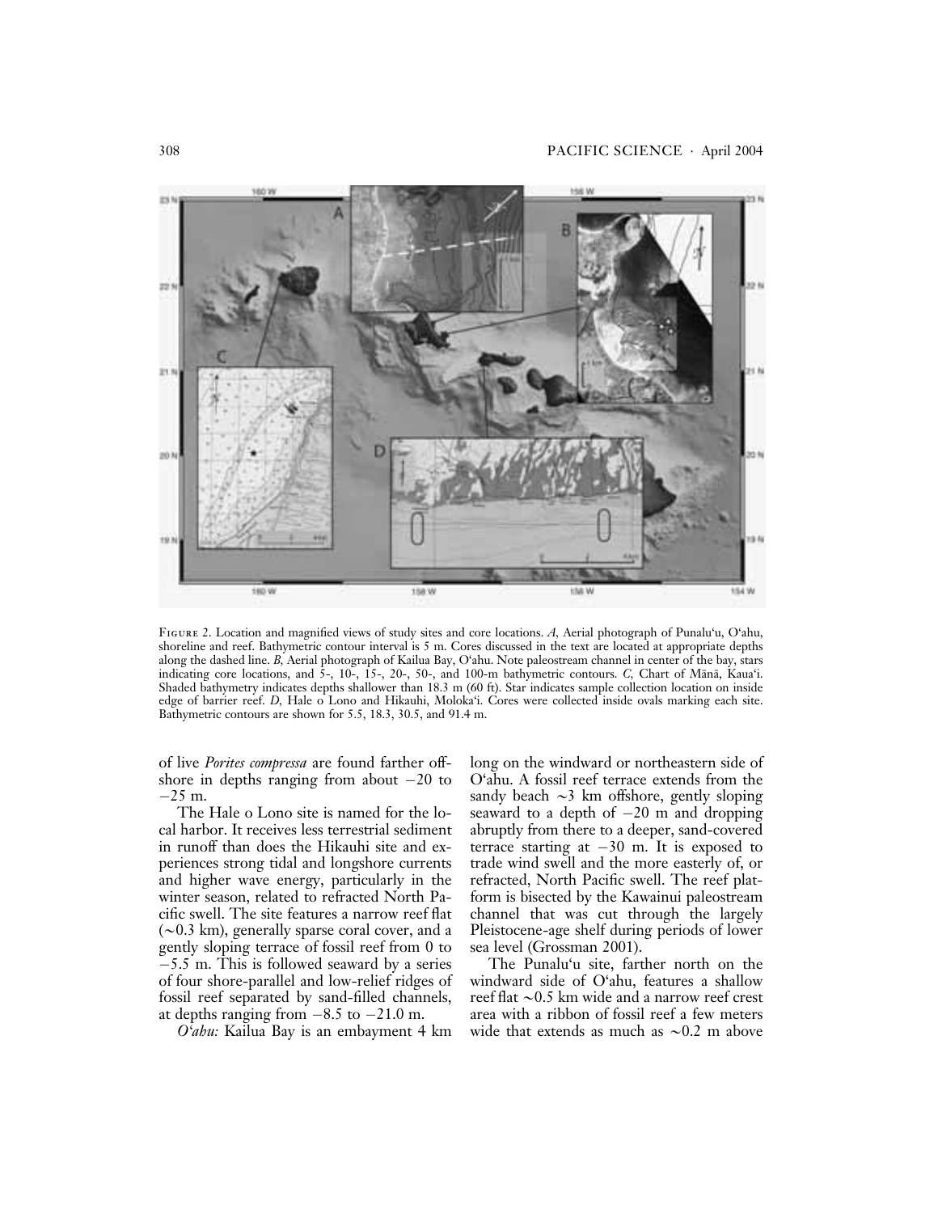FIGURE 2. Location and magnified views of study sites and core locations. *A*, Aerial photograph of Punalu'u, O'ahu, shoreline and reef. Bathymetric contour interval is 5 m. Cores discussed in the text are located at appropriate depths along the dashed line. *B*, Aerial photograph of Kailua Bay, O'ahu. Note paleostream channel in center of the bay, stars indicating core locations, and 5-, 10-, 15-, 20-, 50-, and 100-m bathymetric contours. *C*, Chart of Mānā, Kaua'i. Shaded bathymetry indicates depths shallower than 18.3 m (60 ft). Star indicates sample collection location on inside edge of barrier reef. *D*, Hale o Lono and Hikauhi, Moloka'i. Cores were collected inside ovals marking each site. Bathymetric contours are shown for 5.5, 18.3, 30.5, and 91.4 m.

of live *Porites compressa* are found farther offshore in depths ranging from about −20 to −25 m.

The Hale o Lono site is named for the local harbor. It receives less terrestrial sediment in runoff than does the Hikauhi site and experiences strong tidal and longshore currents and higher wave energy, particularly in the winter season, related to refracted North Pacific swell. The site features a narrow reef flat (∼0.3 km), generally sparse coral cover, and a gently sloping terrace of fossil reef from 0 to −5.5 m. This is followed seaward by a series of four shore-parallel and low-relief ridges of fossil reef separated by sand-filled channels, at depths ranging from −8.5 to −21.0 m.

*O'ahu:* Kailua Bay is an embayment 4 km long on the windward or northeastern side of O'ahu. A fossil reef terrace extends from the sandy beach ∼3 km offshore, gently sloping seaward to a depth of −20 m and dropping abruptly from there to a deeper, sand-covered terrace starting at −30 m. It is exposed to trade wind swell and the more easterly of, or refracted, North Pacific swell. The reef platform is bisected by the Kawainui paleostream channel that was cut through the largely Pleistocene-age shelf during periods of lower sea level (Grossman 2001).

The Punalu'u site, farther north on the windward side of O'ahu, features a shallow reef flat ∼0.5 km wide and a narrow reef crest area with a ribbon of fossil reef a few meters wide that extends as much as ∼0.2 m above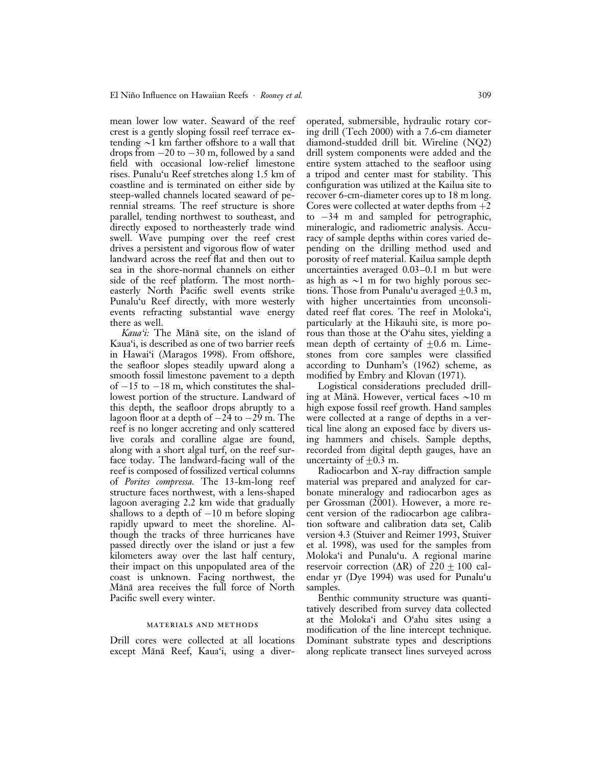mean lower low water. Seaward of the reef crest is a gently sloping fossil reef terrace extending ∼1 km farther offshore to a wall that drops from −20 to −30 m, followed by a sand field with occasional low-relief limestone rises. Punalu'u Reef stretches along 1.5 km of coastline and is terminated on either side by steep-walled channels located seaward of perennial streams. The reef structure is shore parallel, tending northwest to southeast, and directly exposed to northeasterly trade wind swell. Wave pumping over the reef crest drives a persistent and vigorous flow of water landward across the reef flat and then out to sea in the shore-normal channels on either side of the reef platform. The most northeasterly North Pacific swell events strike Punalu'u Reef directly, with more westerly events refracting substantial wave energy there as well.

*Kaua'i:* The Mānā site, on the island of Kaua'i, is described as one of two barrier reefs in Hawai'i (Maragos 1998). From offshore, the seafloor slopes steadily upward along a smooth fossil limestone pavement to a depth of −15 to −18 m, which constitutes the shallowest portion of the structure. Landward of this depth, the seafloor drops abruptly to a lagoon floor at a depth of −24 to −29 m. The reef is no longer accreting and only scattered live corals and coralline algae are found, along with a short algal turf, on the reef surface today. The landward-facing wall of the reef is composed of fossilized vertical columns of *Porites compressa.* The 13-km-long reef structure faces northwest, with a lens-shaped lagoon averaging 2.2 km wide that gradually shallows to a depth of −10 m before sloping rapidly upward to meet the shoreline. Although the tracks of three hurricanes have passed directly over the island or just a few kilometers away over the last half century, their impact on this unpopulated area of the coast is unknown. Facing northwest, the Mānā area receives the full force of North Pacific swell every winter.

## MATERIALS AND METHODS

Drill cores were collected at all locations except Mānā Reef, Kaua'i, using a diver-operated, submersible, hydraulic rotary coring drill (Tech 2000) with a 7.6-cm diameter diamond-studded drill bit. Wireline (NQ2) drill system components were added and the entire system attached to the seafloor using a tripod and center mast for stability. This configuration was utilized at the Kailua site to recover 6-cm-diameter cores up to 18 m long. Cores were collected at water depths from +2 to −34 m and sampled for petrographic, mineralogic, and radiometric analysis. Accuracy of sample depths within cores varied depending on the drilling method used and porosity of reef material. Kailua sample depth uncertainties averaged 0.03–0.1 m but were as high as ∼1 m for two highly porous sections. Those from Punalu'u averaged ±0.3 m, with higher uncertainties from unconsolidated reef flat cores. The reef in Moloka'i, particularly at the Hikauhi site, is more porous than those at the O'ahu sites, yielding a mean depth of certainty of ±0.6 m. Limestones from core samples were classified according to Dunham's (1962) scheme, as modified by Embry and Klovan (1971).

Logistical considerations precluded drilling at Mānā. However, vertical faces ∼10 m high expose fossil reef growth. Hand samples were collected at a range of depths in a vertical line along an exposed face by divers using hammers and chisels. Sample depths, recorded from digital depth gauges, have an uncertainty of ±0.3 m.

Radiocarbon and X-ray diffraction sample material was prepared and analyzed for carbonate mineralogy and radiocarbon ages as per Grossman (2001). However, a more recent version of the radiocarbon age calibration software and calibration data set, Calib version 4.3 (Stuiver and Reimer 1993, Stuiver et al. 1998), was used for the samples from Moloka'i and Punalu'u. A regional marine reservoir correction (ΔR) of 220 ± 100 calendar yr (Dye 1994) was used for Punalu'u samples.

Benthic community structure was quantitatively described from survey data collected at the Moloka'i and O'ahu sites using a modification of the line intercept technique. Dominant substrate types and descriptions along replicate transect lines surveyed across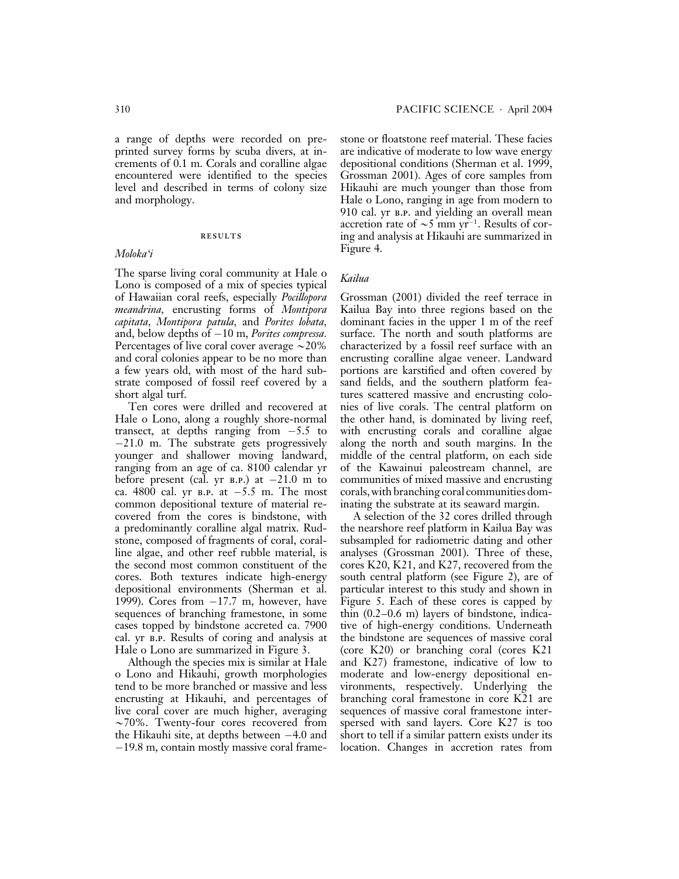a range of depths were recorded on preprinted survey forms by scuba divers, at increments of 0.1 m. Corals and coralline algae encountered were identified to the species level and described in terms of colony size and morphology.

## RESULTS

### *Moloka'i*

The sparse living coral community at Hale o Lono is composed of a mix of species typical of Hawaiian coral reefs, especially *Pocillopora meandrina*, encrusting forms of *Montipora capitata*, *Montipora patula*, and *Porites lobata*, and, below depths of −10 m, *Porites compressa*. Percentages of live coral cover average ~20% and coral colonies appear to be no more than a few years old, with most of the hard substrate composed of fossil reef covered by a short algal turf.

Ten cores were drilled and recovered at Hale o Lono, along a roughly shore-normal transect, at depths ranging from −5.5 to −21.0 m. The substrate gets progressively younger and shallower moving landward, ranging from an age of ca. 8100 calendar yr before present (cal. yr B.P.) at −21.0 m to ca. 4800 cal. yr B.P. at −5.5 m. The most common depositional texture of material recovered from the cores is bindstone, with a predominantly coralline algal matrix. Rudstone, composed of fragments of coral, coralline algae, and other reef rubble material, is the second most common constituent of the cores. Both textures indicate high-energy depositional environments (Sherman et al. 1999). Cores from −17.7 m, however, have sequences of branching framestone, in some cases topped by bindstone accreted ca. 7900 cal. yr B.P. Results of coring and analysis at Hale o Lono are summarized in Figure 3.

Although the species mix is similar at Hale o Lono and Hikauhi, growth morphologies tend to be more branched or massive and less encrusting at Hikauhi, and percentages of live coral cover are much higher, averaging ~70%. Twenty-four cores recovered from the Hikauhi site, at depths between −4.0 and −19.8 m, contain mostly massive coral framestone or floatstone reef material. These facies are indicative of moderate to low wave energy depositional conditions (Sherman et al. 1999, Grossman 2001). Ages of core samples from Hikauhi are much younger than those from Hale o Lono, ranging in age from modern to 910 cal. yr B.P. and yielding an overall mean accretion rate of ~5 mm $yr^{-1}$. Results of coring and analysis at Hikauhi are summarized in Figure 4.

### *Kailua*

Grossman (2001) divided the reef terrace in Kailua Bay into three regions based on the dominant facies in the upper 1 m of the reef surface. The north and south platforms are characterized by a fossil reef surface with an encrusting coralline algae veneer. Landward portions are karstified and often covered by sand fields, and the southern platform features scattered massive and encrusting colonies of live corals. The central platform on the other hand, is dominated by living reef, with encrusting corals and coralline algae along the north and south margins. In the middle of the central platform, on each side of the Kawainui paleostream channel, are communities of mixed massive and encrusting corals, with branching coral communities dominating the substrate at its seaward margin.

A selection of the 32 cores drilled through the nearshore reef platform in Kailua Bay was subsampled for radiometric dating and other analyses (Grossman 2001). Three of these, cores K20, K21, and K27, recovered from the south central platform (see Figure 2), are of particular interest to this study and shown in Figure 5. Each of these cores is capped by thin (0.2–0.6 m) layers of bindstone, indicative of high-energy conditions. Underneath the bindstone are sequences of massive coral (core K20) or branching coral (cores K21 and K27) framestone, indicative of low to moderate and low-energy depositional environments, respectively. Underlying the branching coral framestone in core K21 are sequences of massive coral framestone interspersed with sand layers. Core K27 is too short to tell if a similar pattern exists under its location. Changes in accretion rates from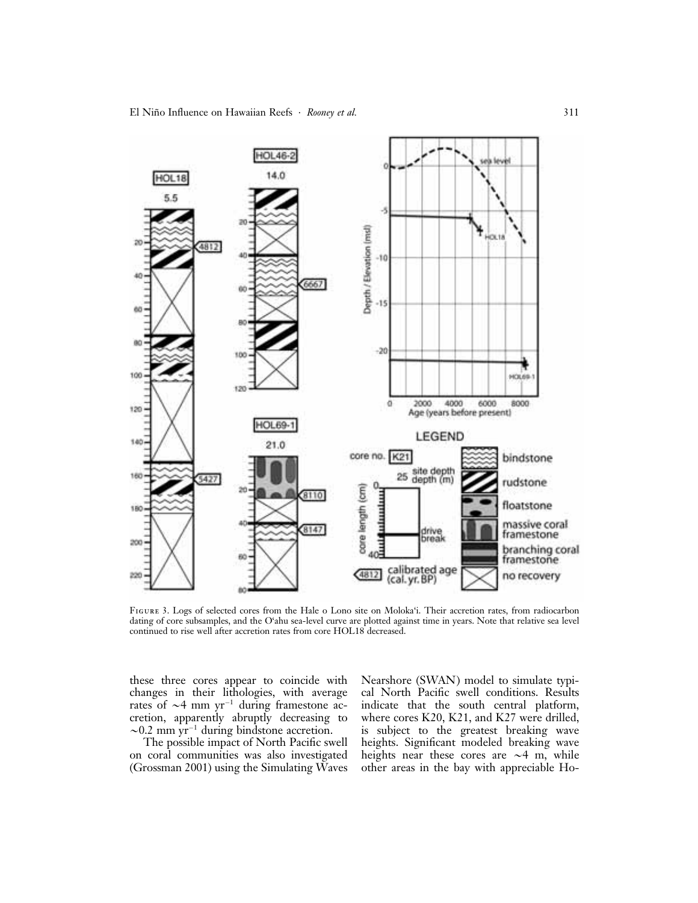Figure 3. Logs of selected cores from the Hale o Lono site on Moloka'i. Their accretion rates, from radiocarbon dating of core subsamples, and the O'ahu sea-level curve are plotted against time in years. Note that relative sea level continued to rise well after accretion rates from core HOL18 decreased.

these three cores appear to coincide with changes in their lithologies, with average rates of ~4 mm $yr^{-1}$ during framestone accretion, apparently abruptly decreasing to ~0.2 mm $yr^{-1}$ during bindstone accretion.

The possible impact of North Pacific swell on coral communities was also investigated (Grossman 2001) using the Simulating Waves Nearshore (SWAN) model to simulate typical North Pacific swell conditions. Results indicate that the south central platform, where cores K20, K21, and K27 were drilled, is subject to the greatest breaking wave heights. Significant modeled breaking wave heights near these cores are ~4 m, while other areas in the bay with appreciable Ho-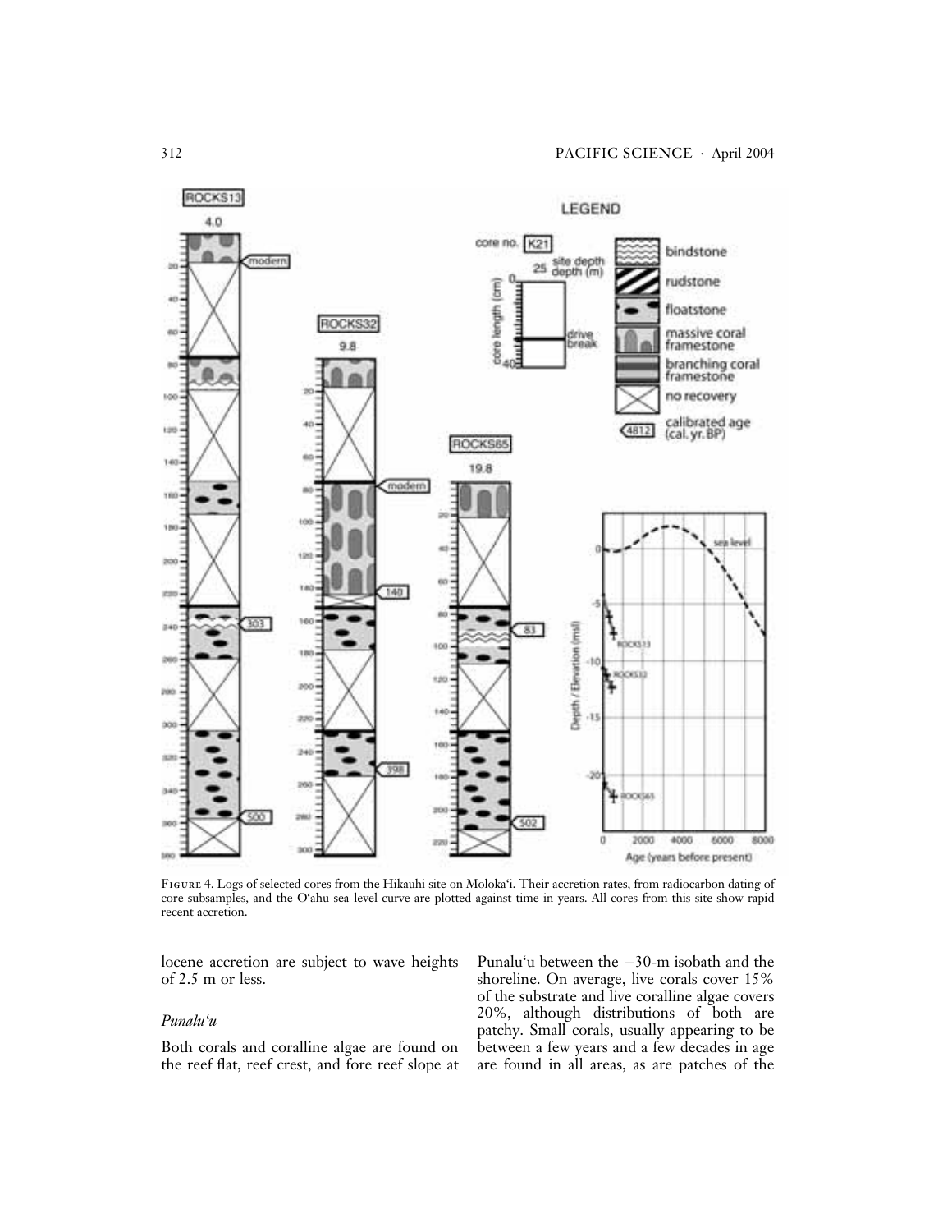FIGURE 4. Logs of selected cores from the Hikauhi site on Moloka'i. Their accretion rates, from radiocarbon dating of core subsamples, and the O'ahu sea-level curve are plotted against time in years. All cores from this site show rapid recent accretion.

locene accretion are subject to wave heights of 2.5 m or less.

*Punalu'u*

Both corals and coralline algae are found on the reef flat, reef crest, and fore reef slope at Punalu'u between the −30-m isobath and the shoreline. On average, live corals cover 15% of the substrate and live coralline algae covers 20%, although distributions of both are patchy. Small corals, usually appearing to be between a few years and a few decades in age are found in all areas, as are patches of the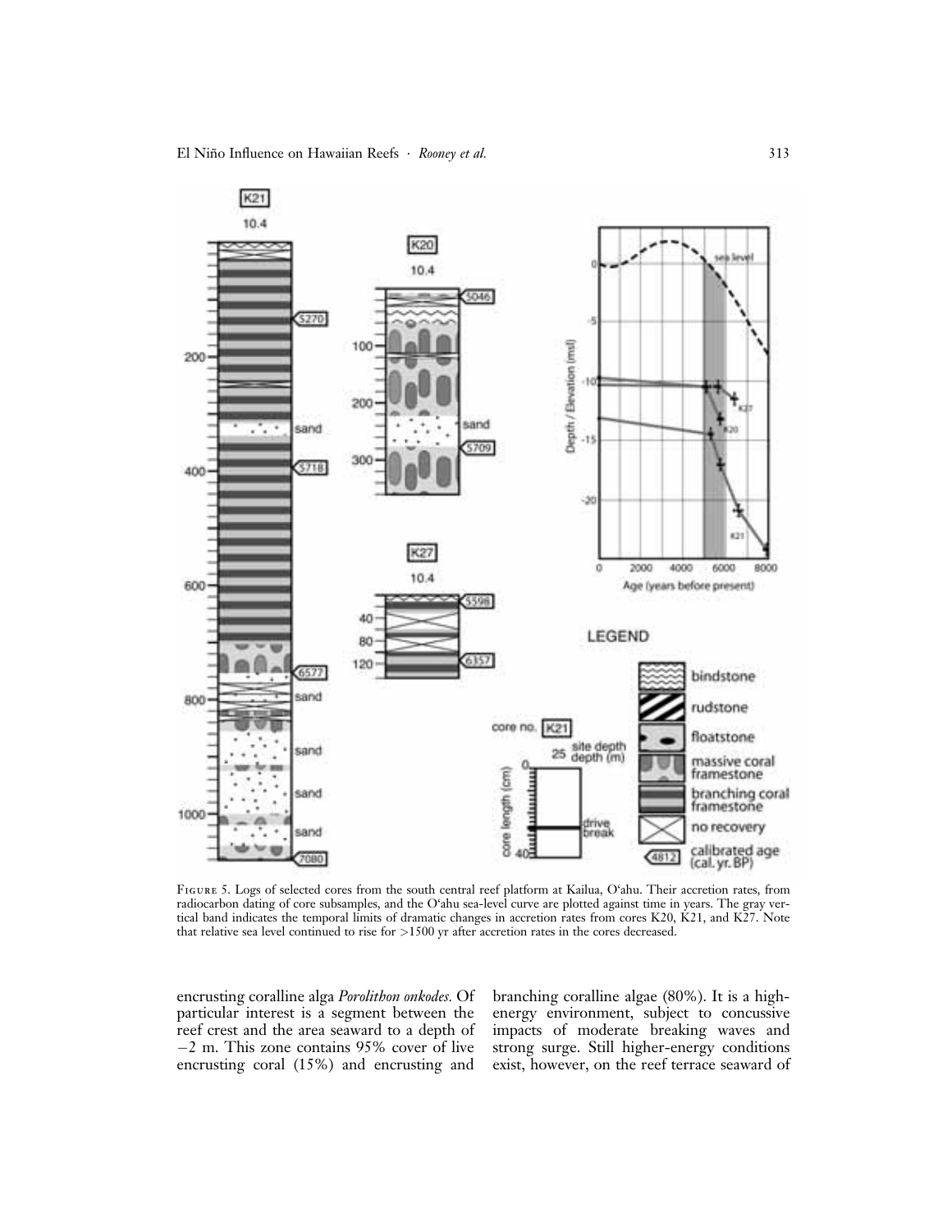Figure 5. Logs of selected cores from the south central reef platform at Kailua, O'ahu. Their accretion rates, from radiocarbon dating of core subsamples, and the O'ahu sea-level curve are plotted against time in years. The gray vertical band indicates the temporal limits of dramatic changes in accretion rates from cores K20, K21, and K27. Note that relative sea level continued to rise for >1500 yr after accretion rates in the cores decreased.

encrusting coralline alga *Porolithon onkodes.* Of particular interest is a segment between the reef crest and the area seaward to a depth of −2 m. This zone contains 95% cover of live encrusting coral (15%) and encrusting and branching coralline algae (80%). It is a high-energy environment, subject to concussive impacts of moderate breaking waves and strong surge. Still higher-energy conditions exist, however, on the reef terrace seaward of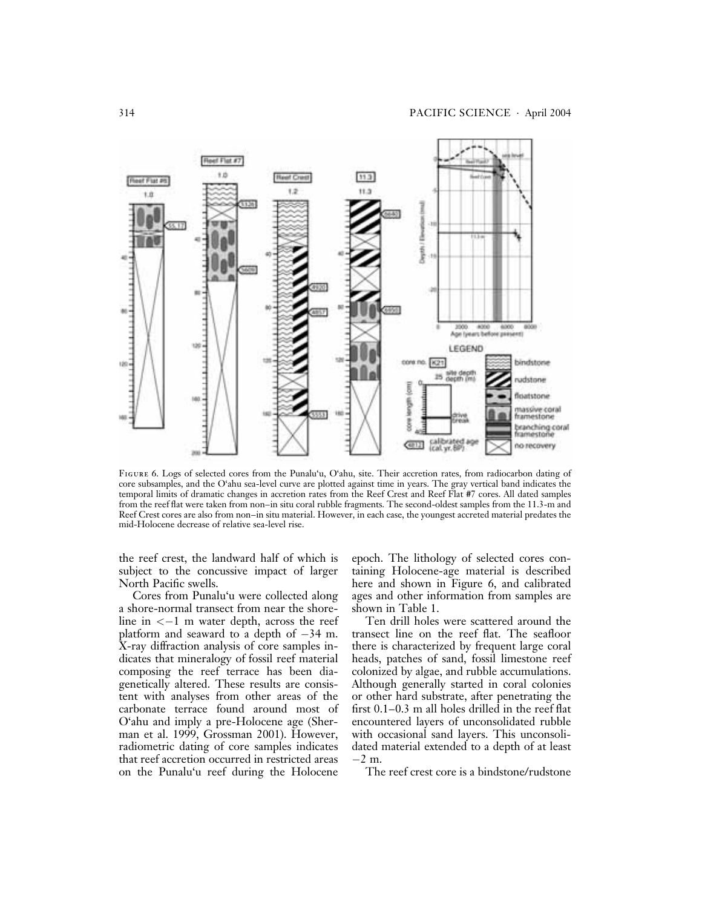FIGURE 6. Logs of selected cores from the Punalu'u, O'ahu, site. Their accretion rates, from radiocarbon dating of core subsamples, and the O'ahu sea-level curve are plotted against time in years. The gray vertical band indicates the temporal limits of dramatic changes in accretion rates from the Reef Crest and Reef Flat #7 cores. All dated samples from the reef flat were taken from non–in situ coral rubble fragments. The second-oldest samples from the 11.3-m and Reef Crest cores are also from non–in situ material. However, in each case, the youngest accreted material predates the mid-Holocene decrease of relative sea-level rise.

the reef crest, the landward half of which is subject to the concussive impact of larger North Pacific swells.

Cores from Punalu'u were collected along a shore-normal transect from near the shoreline in $<-1$ m water depth, across the reef platform and seaward to a depth of $-34$ m. X-ray diffraction analysis of core samples indicates that mineralogy of fossil reef material composing the reef terrace has been diagenetically altered. These results are consistent with analyses from other areas of the carbonate terrace found around most of O'ahu and imply a pre-Holocene age (Sherman et al. 1999, Grossman 2001). However, radiometric dating of core samples indicates that reef accretion occurred in restricted areas on the Punalu'u reef during the Holocene epoch. The lithology of selected cores containing Holocene-age material is described here and shown in Figure 6, and calibrated ages and other information from samples are shown in Table 1.

Ten drill holes were scattered around the transect line on the reef flat. The seafloor there is characterized by frequent large coral heads, patches of sand, fossil limestone reef colonized by algae, and rubble accumulations. Although generally started in coral colonies or other hard substrate, after penetrating the first 0.1–0.3 m all holes drilled in the reef flat encountered layers of unconsolidated rubble with occasional sand layers. This unconsolidated material extended to a depth of at least $-2$ m.

The reef crest core is a bindstone/rudstone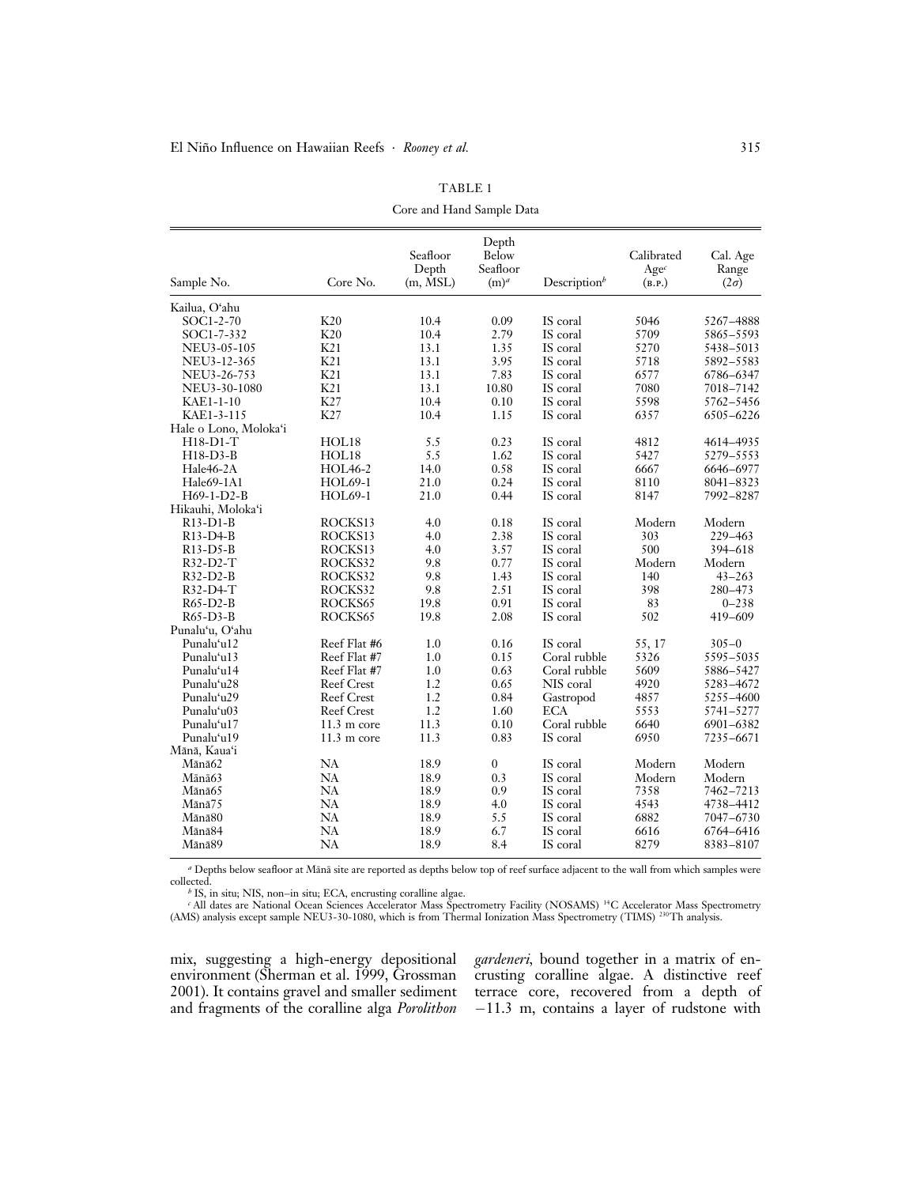TABLE 1

Core and Hand Sample Data

| Sample No. | Core No. | Seafloor Depth (m, MSL) | Depth Below Seafloor (m)[a] | Description[b] | Calibrated Age[c] (B.P.) | Cal. Age Range (2σ) |
|---|---|---|---|---|---|---|
| Kailua, O'ahu | | | | | | |
| SOC1-2-70 | K20 | 10.4 | 0.09 | IS coral | 5046 | 5267–4888 |
| SOC1-7-332 | K20 | 10.4 | 2.79 | IS coral | 5709 | 5865–5593 |
| NEU3-05-105 | K21 | 13.1 | 1.35 | IS coral | 5270 | 5438–5013 |
| NEU3-12-365 | K21 | 13.1 | 3.95 | IS coral | 5718 | 5892–5583 |
| NEU3-26-753 | K21 | 13.1 | 7.83 | IS coral | 6577 | 6786–6347 |
| NEU3-30-1080 | K21 | 13.1 | 10.80 | IS coral | 7080 | 7018–7142 |
| KAE1-1-10 | K27 | 10.4 | 0.10 | IS coral | 5598 | 5762–5456 |
| KAE1-3-115 | K27 | 10.4 | 1.15 | IS coral | 6357 | 6505–6226 |
| Hale o Lono, Moloka'i | | | | | | |
| H18-D1-T | HOL18 | 5.5 | 0.23 | IS coral | 4812 | 4614–4935 |
| H18-D3-B | HOL18 | 5.5 | 1.62 | IS coral | 5427 | 5279–5553 |
| Hale46-2A | HOL46-2 | 14.0 | 0.58 | IS coral | 6667 | 6646–6977 |
| Hale69-1A1 | HOL69-1 | 21.0 | 0.24 | IS coral | 8110 | 8041–8323 |
| H69-1-D2-B | HOL69-1 | 21.0 | 0.44 | IS coral | 8147 | 7992–8287 |
| Hikauhi, Moloka'i | | | | | | |
| R13-D1-B | ROCKS13 | 4.0 | 0.18 | IS coral | Modern | Modern |
| R13-D4-B | ROCKS13 | 4.0 | 2.38 | IS coral | 303 | 229–463 |
| R13-D5-B | ROCKS13 | 4.0 | 3.57 | IS coral | 500 | 394–618 |
| R32-D2-T | ROCKS32 | 9.8 | 0.77 | IS coral | Modern | Modern |
| R32-D2-B | ROCKS32 | 9.8 | 1.43 | IS coral | 140 | 43–263 |
| R32-D4-T | ROCKS32 | 9.8 | 2.51 | IS coral | 398 | 280–473 |
| R65-D2-B | ROCKS65 | 19.8 | 0.91 | IS coral | 83 | 0–238 |
| R65-D3-B | ROCKS65 | 19.8 | 2.08 | IS coral | 502 | 419–609 |
| Punalu'u, O'ahu | | | | | | |
| Punalu'u12 | Reef Flat #6 | 1.0 | 0.16 | IS coral | 55, 17 | 305–0 |
| Punalu'u13 | Reef Flat #7 | 1.0 | 0.15 | Coral rubble | 5326 | 5595–5035 |
| Punalu'u14 | Reef Flat #7 | 1.0 | 0.63 | Coral rubble | 5609 | 5886–5427 |
| Punalu'u28 | Reef Crest | 1.2 | 0.65 | NIS coral | 4920 | 5283–4672 |
| Punalu'u29 | Reef Crest | 1.2 | 0.84 | Gastropod | 4857 | 5255–4600 |
| Punalu'u03 | Reef Crest | 1.2 | 1.60 | ECA | 5553 | 5741–5277 |
| Punalu'u17 | 11.3 m core | 11.3 | 0.10 | Coral rubble | 6640 | 6901–6382 |
| Punalu'u19 | 11.3 m core | 11.3 | 0.83 | IS coral | 6950 | 7235–6671 |
| Mānā, Kaua'i | | | | | | |
| Mānā62 | NA | 18.9 | 0 | IS coral | Modern | Modern |
| Mānā63 | NA | 18.9 | 0.3 | IS coral | Modern | Modern |
| Mānā65 | NA | 18.9 | 0.9 | IS coral | 7358 | 7462–7213 |
| Mānā75 | NA | 18.9 | 4.0 | IS coral | 4543 | 4738–4412 |
| Mānā80 | NA | 18.9 | 5.5 | IS coral | 6882 | 7047–6730 |
| Mānā84 | NA | 18.9 | 6.7 | IS coral | 6616 | 6764–6416 |
| Mānā89 | NA | 18.9 | 8.4 | IS coral | 8279 | 8383–8107 |

[a] Depths below seafloor at Mānā site are reported as depths below top of reef surface adjacent to the wall from which samples were collected.

[b] IS, in situ; NIS, non–in situ; ECA, encrusting coralline algae.

[c] All dates are National Ocean Sciences Accelerator Mass Spectrometry Facility (NOSAMS) $^{14}C$ Accelerator Mass Spectrometry (AMS) analysis except sample NEU3-30-1080, which is from Thermal Ionization Mass Spectrometry (TIMS) $^{230}Th$ analysis.

mix, suggesting a high-energy depositional environment (Sherman et al. 1999, Grossman 2001). It contains gravel and smaller sediment and fragments of the coralline alga *Porolithon gardeneri*, bound together in a matrix of encrusting coralline algae. A distinctive reef terrace core, recovered from a depth of −11.3 m, contains a layer of rudstone with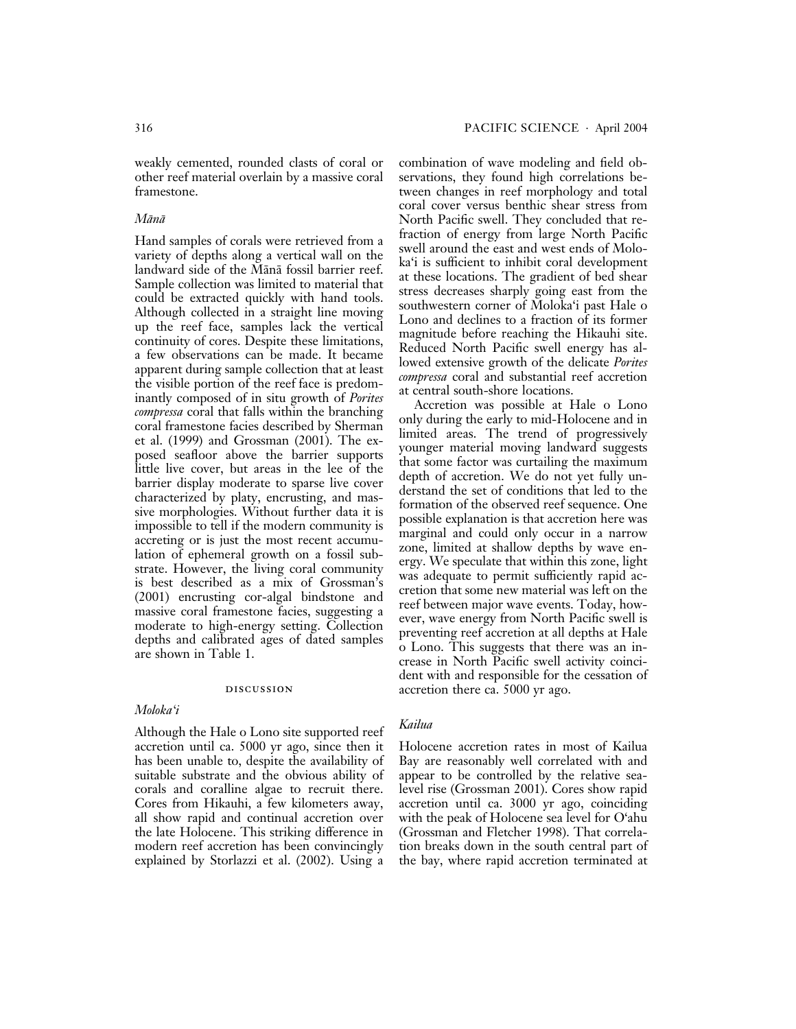weakly cemented, rounded clasts of coral or other reef material overlain by a massive coral framestone.

### *Mānā*

Hand samples of corals were retrieved from a variety of depths along a vertical wall on the landward side of the Mānā fossil barrier reef. Sample collection was limited to material that could be extracted quickly with hand tools. Although collected in a straight line moving up the reef face, samples lack the vertical continuity of cores. Despite these limitations, a few observations can be made. It became apparent during sample collection that at least the visible portion of the reef face is predominantly composed of in situ growth of *Porites compressa* coral that falls within the branching coral framestone facies described by Sherman et al. (1999) and Grossman (2001). The exposed seafloor above the barrier supports little live cover, but areas in the lee of the barrier display moderate to sparse live cover characterized by platy, encrusting, and massive morphologies. Without further data it is impossible to tell if the modern community is accreting or is just the most recent accumulation of ephemeral growth on a fossil substrate. However, the living coral community is best described as a mix of Grossman's (2001) encrusting cor-algal bindstone and massive coral framestone facies, suggesting a moderate to high-energy setting. Collection depths and calibrated ages of dated samples are shown in Table 1.

## DISCUSSION

### *Moloka'i*

Although the Hale o Lono site supported reef accretion until ca. 5000 yr ago, since then it has been unable to, despite the availability of suitable substrate and the obvious ability of corals and coralline algae to recruit there. Cores from Hikauhi, a few kilometers away, all show rapid and continual accretion over the late Holocene. This striking difference in modern reef accretion has been convincingly explained by Storlazzi et al. (2002). Using a combination of wave modeling and field observations, they found high correlations between changes in reef morphology and total coral cover versus benthic shear stress from North Pacific swell. They concluded that refraction of energy from large North Pacific swell around the east and west ends of Moloka'i is sufficient to inhibit coral development at these locations. The gradient of bed shear stress decreases sharply going east from the southwestern corner of Moloka'i past Hale o Lono and declines to a fraction of its former magnitude before reaching the Hikauhi site. Reduced North Pacific swell energy has allowed extensive growth of the delicate *Porites compressa* coral and substantial reef accretion at central south-shore locations.

Accretion was possible at Hale o Lono only during the early to mid-Holocene and in limited areas. The trend of progressively younger material moving landward suggests that some factor was curtailing the maximum depth of accretion. We do not yet fully understand the set of conditions that led to the formation of the observed reef sequence. One possible explanation is that accretion here was marginal and could only occur in a narrow zone, limited at shallow depths by wave energy. We speculate that within this zone, light was adequate to permit sufficiently rapid accretion that some new material was left on the reef between major wave events. Today, however, wave energy from North Pacific swell is preventing reef accretion at all depths at Hale o Lono. This suggests that there was an increase in North Pacific swell activity coincident with and responsible for the cessation of accretion there ca. 5000 yr ago.

### *Kailua*

Holocene accretion rates in most of Kailua Bay are reasonably well correlated with and appear to be controlled by the relative sea-level rise (Grossman 2001). Cores show rapid accretion until ca. 3000 yr ago, coinciding with the peak of Holocene sea level for O'ahu (Grossman and Fletcher 1998). That correlation breaks down in the south central part of the bay, where rapid accretion terminated at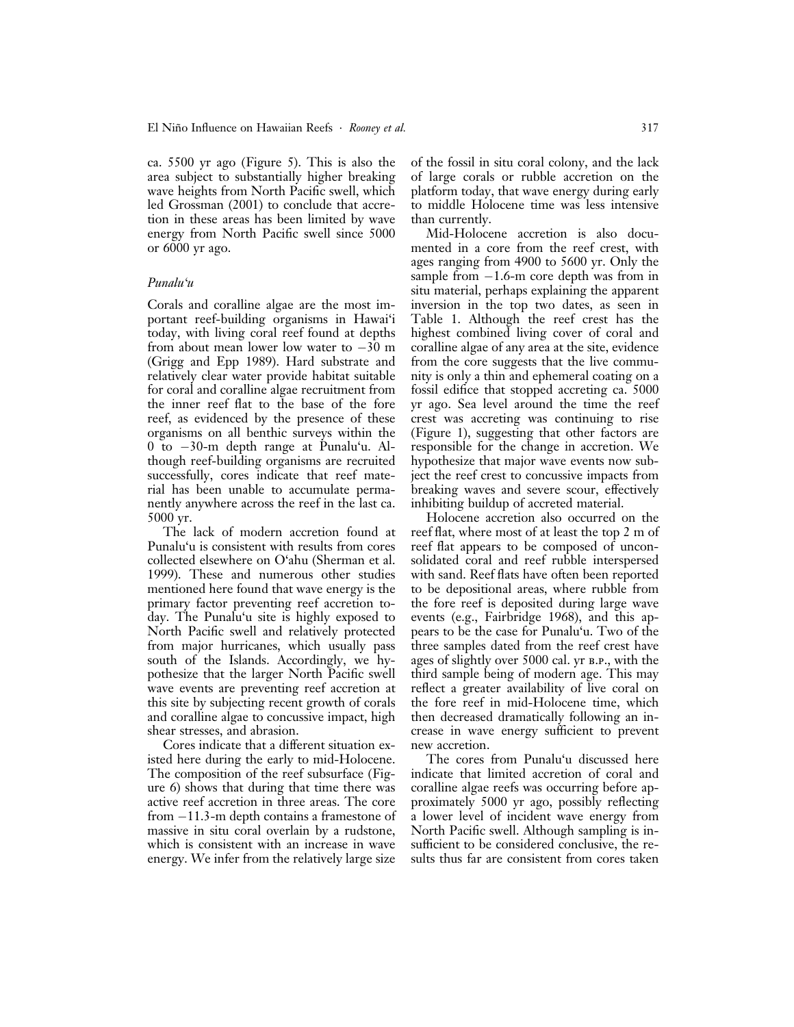ca. 5500 yr ago (Figure 5). This is also the area subject to substantially higher breaking wave heights from North Pacific swell, which led Grossman (2001) to conclude that accretion in these areas has been limited by wave energy from North Pacific swell since 5000 or 6000 yr ago.

### *Punalu'u*

Corals and coralline algae are the most important reef-building organisms in Hawai'i today, with living coral reef found at depths from about mean lower low water to −30 m (Grigg and Epp 1989). Hard substrate and relatively clear water provide habitat suitable for coral and coralline algae recruitment from the inner reef flat to the base of the fore reef, as evidenced by the presence of these organisms on all benthic surveys within the 0 to −30-m depth range at Punalu'u. Although reef-building organisms are recruited successfully, cores indicate that reef material has been unable to accumulate permanently anywhere across the reef in the last ca. 5000 yr.

The lack of modern accretion found at Punalu'u is consistent with results from cores collected elsewhere on O'ahu (Sherman et al. 1999). These and numerous other studies mentioned here found that wave energy is the primary factor preventing reef accretion today. The Punalu'u site is highly exposed to North Pacific swell and relatively protected from major hurricanes, which usually pass south of the Islands. Accordingly, we hypothesize that the larger North Pacific swell wave events are preventing reef accretion at this site by subjecting recent growth of corals and coralline algae to concussive impact, high shear stresses, and abrasion.

Cores indicate that a different situation existed here during the early to mid-Holocene. The composition of the reef subsurface (Figure 6) shows that during that time there was active reef accretion in three areas. The core from −11.3-m depth contains a framestone of massive in situ coral overlain by a rudstone, which is consistent with an increase in wave energy. We infer from the relatively large size of the fossil in situ coral colony, and the lack of large corals or rubble accretion on the platform today, that wave energy during early to middle Holocene time was less intensive than currently.

Mid-Holocene accretion is also documented in a core from the reef crest, with ages ranging from 4900 to 5600 yr. Only the sample from −1.6-m core depth was from in situ material, perhaps explaining the apparent inversion in the top two dates, as seen in Table 1. Although the reef crest has the highest combined living cover of coral and coralline algae of any area at the site, evidence from the core suggests that the live community is only a thin and ephemeral coating on a fossil edifice that stopped accreting ca. 5000 yr ago. Sea level around the time the reef crest was accreting was continuing to rise (Figure 1), suggesting that other factors are responsible for the change in accretion. We hypothesize that major wave events now subject the reef crest to concussive impacts from breaking waves and severe scour, effectively inhibiting buildup of accreted material.

Holocene accretion also occurred on the reef flat, where most of at least the top 2 m of reef flat appears to be composed of unconsolidated coral and reef rubble interspersed with sand. Reef flats have often been reported to be depositional areas, where rubble from the fore reef is deposited during large wave events (e.g., Fairbridge 1968), and this appears to be the case for Punalu'u. Two of the three samples dated from the reef crest have ages of slightly over 5000 cal. yr B.P., with the third sample being of modern age. This may reflect a greater availability of live coral on the fore reef in mid-Holocene time, which then decreased dramatically following an increase in wave energy sufficient to prevent new accretion.

The cores from Punalu'u discussed here indicate that limited accretion of coral and coralline algae reefs was occurring before approximately 5000 yr ago, possibly reflecting a lower level of incident wave energy from North Pacific swell. Although sampling is insufficient to be considered conclusive, the results thus far are consistent from cores taken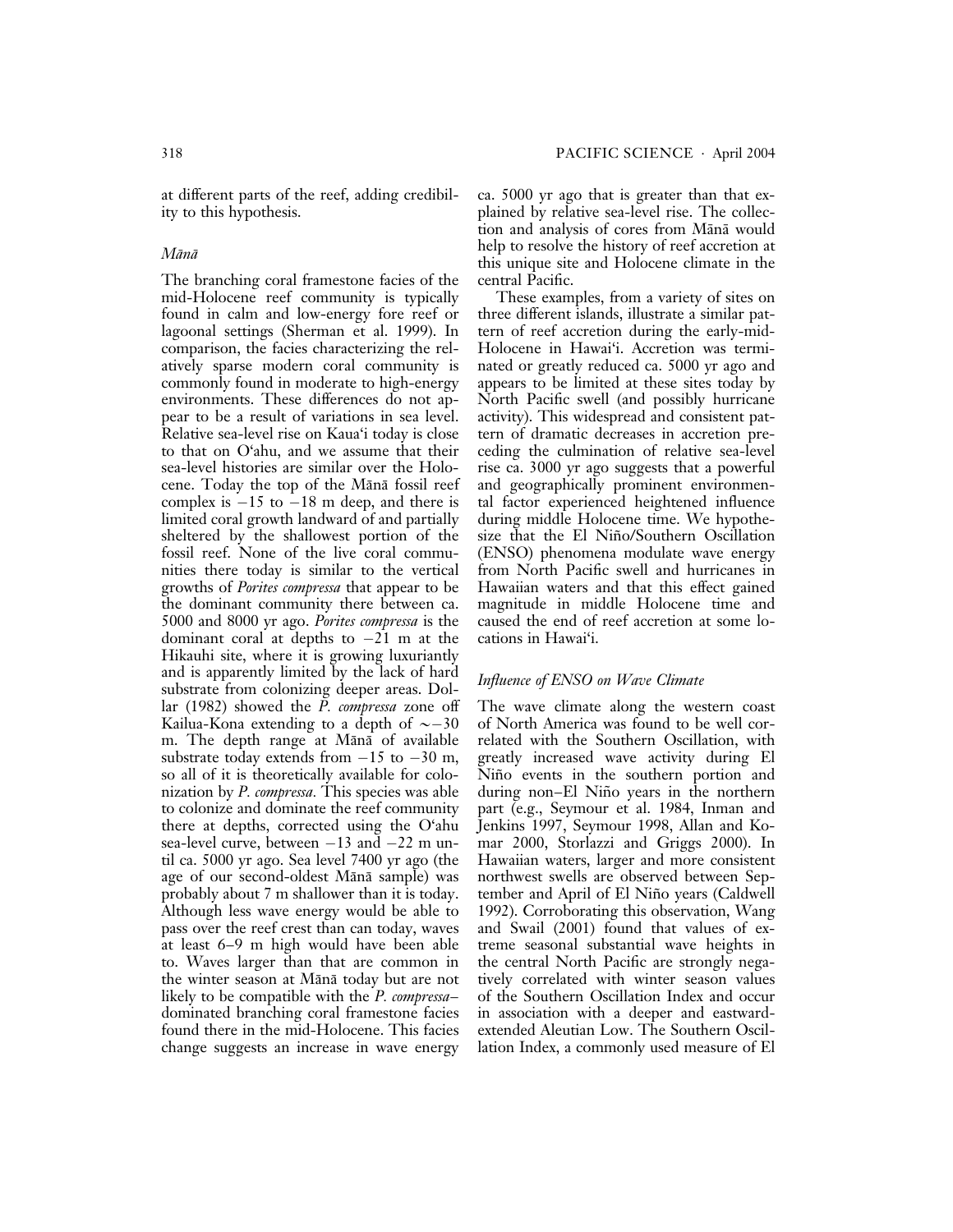at different parts of the reef, adding credibility to this hypothesis.

### *Mānā*

The branching coral framestone facies of the mid-Holocene reef community is typically found in calm and low-energy fore reef or lagoonal settings (Sherman et al. 1999). In comparison, the facies characterizing the relatively sparse modern coral community is commonly found in moderate to high-energy environments. These differences do not appear to be a result of variations in sea level. Relative sea-level rise on Kaua'i today is close to that on O'ahu, and we assume that their sea-level histories are similar over the Holocene. Today the top of the Mānā fossil reef complex is −15 to −18 m deep, and there is limited coral growth landward of and partially sheltered by the shallowest portion of the fossil reef. None of the live coral communities there today is similar to the vertical growths of *Porites compressa* that appear to be the dominant community there between ca. 5000 and 8000 yr ago. *Porites compressa* is the dominant coral at depths to −21 m at the Hikauhi site, where it is growing luxuriantly and is apparently limited by the lack of hard substrate from colonizing deeper areas. Dollar (1982) showed the *P. compressa* zone off Kailua-Kona extending to a depth of ∼−30 m. The depth range at Mānā of available substrate today extends from −15 to −30 m, so all of it is theoretically available for colonization by *P. compressa*. This species was able to colonize and dominate the reef community there at depths, corrected using the O'ahu sea-level curve, between −13 and −22 m until ca. 5000 yr ago. Sea level 7400 yr ago (the age of our second-oldest Mānā sample) was probably about 7 m shallower than it is today. Although less wave energy would be able to pass over the reef crest than can today, waves at least 6–9 m high would have been able to. Waves larger than that are common in the winter season at Mānā today but are not likely to be compatible with the *P. compressa*–dominated branching coral framestone facies found there in the mid-Holocene. This facies change suggests an increase in wave energy ca. 5000 yr ago that is greater than that explained by relative sea-level rise. The collection and analysis of cores from Mānā would help to resolve the history of reef accretion at this unique site and Holocene climate in the central Pacific.

These examples, from a variety of sites on three different islands, illustrate a similar pattern of reef accretion during the early-mid-Holocene in Hawai'i. Accretion was terminated or greatly reduced ca. 5000 yr ago and appears to be limited at these sites today by North Pacific swell (and possibly hurricane activity). This widespread and consistent pattern of dramatic decreases in accretion preceding the culmination of relative sea-level rise ca. 3000 yr ago suggests that a powerful and geographically prominent environmental factor experienced heightened influence during middle Holocene time. We hypothesize that the El Niño/Southern Oscillation (ENSO) phenomena modulate wave energy from North Pacific swell and hurricanes in Hawaiian waters and that this effect gained magnitude in middle Holocene time and caused the end of reef accretion at some locations in Hawai'i.

### *Influence of ENSO on Wave Climate*

The wave climate along the western coast of North America was found to be well correlated with the Southern Oscillation, with greatly increased wave activity during El Niño events in the southern portion and during non–El Niño years in the northern part (e.g., Seymour et al. 1984, Inman and Jenkins 1997, Seymour 1998, Allan and Komar 2000, Storlazzi and Griggs 2000). In Hawaiian waters, larger and more consistent northwest swells are observed between September and April of El Niño years (Caldwell 1992). Corroborating this observation, Wang and Swail (2001) found that values of extreme seasonal substantial wave heights in the central North Pacific are strongly negatively correlated with winter season values of the Southern Oscillation Index and occur in association with a deeper and eastward-extended Aleutian Low. The Southern Oscillation Index, a commonly used measure of El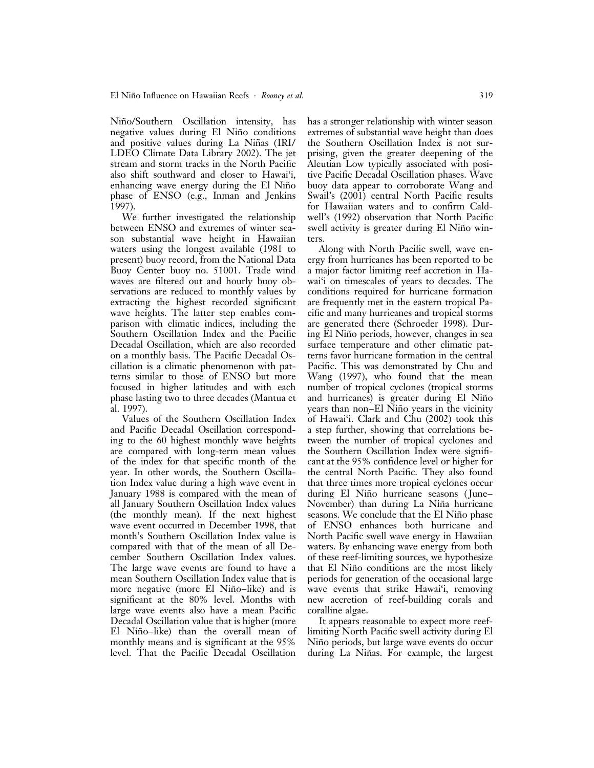Niño/Southern Oscillation intensity, has negative values during El Niño conditions and positive values during La Niñas (IRI/LDEO Climate Data Library 2002). The jet stream and storm tracks in the North Pacific also shift southward and closer to Hawai'i, enhancing wave energy during the El Niño phase of ENSO (e.g., Inman and Jenkins 1997).

We further investigated the relationship between ENSO and extremes of winter season substantial wave height in Hawaiian waters using the longest available (1981 to present) buoy record, from the National Data Buoy Center buoy no. 51001. Trade wind waves are filtered out and hourly buoy observations are reduced to monthly values by extracting the highest recorded significant wave heights. The latter step enables comparison with climatic indices, including the Southern Oscillation Index and the Pacific Decadal Oscillation, which are also recorded on a monthly basis. The Pacific Decadal Oscillation is a climatic phenomenon with patterns similar to those of ENSO but more focused in higher latitudes and with each phase lasting two to three decades (Mantua et al. 1997).

Values of the Southern Oscillation Index and Pacific Decadal Oscillation corresponding to the 60 highest monthly wave heights are compared with long-term mean values of the index for that specific month of the year. In other words, the Southern Oscillation Index value during a high wave event in January 1988 is compared with the mean of all January Southern Oscillation Index values (the monthly mean). If the next highest wave event occurred in December 1998, that month's Southern Oscillation Index value is compared with that of the mean of all December Southern Oscillation Index values. The large wave events are found to have a mean Southern Oscillation Index value that is more negative (more El Niño–like) and is significant at the 80% level. Months with large wave events also have a mean Pacific Decadal Oscillation value that is higher (more El Niño–like) than the overall mean of monthly means and is significant at the 95% level. That the Pacific Decadal Oscillation has a stronger relationship with winter season extremes of substantial wave height than does the Southern Oscillation Index is not surprising, given the greater deepening of the Aleutian Low typically associated with positive Pacific Decadal Oscillation phases. Wave buoy data appear to corroborate Wang and Swail's (2001) central North Pacific results for Hawaiian waters and to confirm Caldwell's (1992) observation that North Pacific swell activity is greater during El Niño winters.

Along with North Pacific swell, wave energy from hurricanes has been reported to be a major factor limiting reef accretion in Hawai'i on timescales of years to decades. The conditions required for hurricane formation are frequently met in the eastern tropical Pacific and many hurricanes and tropical storms are generated there (Schroeder 1998). During El Niño periods, however, changes in sea surface temperature and other climatic patterns favor hurricane formation in the central Pacific. This was demonstrated by Chu and Wang (1997), who found that the mean number of tropical cyclones (tropical storms and hurricanes) is greater during El Niño years than non–El Niño years in the vicinity of Hawai'i. Clark and Chu (2002) took this a step further, showing that correlations between the number of tropical cyclones and the Southern Oscillation Index were significant at the 95% confidence level or higher for the central North Pacific. They also found that three times more tropical cyclones occur during El Niño hurricane seasons (June–November) than during La Niña hurricane seasons. We conclude that the El Niño phase of ENSO enhances both hurricane and North Pacific swell wave energy in Hawaiian waters. By enhancing wave energy from both of these reef-limiting sources, we hypothesize that El Niño conditions are the most likely periods for generation of the occasional large wave events that strike Hawai'i, removing new accretion of reef-building corals and coralline algae.

It appears reasonable to expect more reef-limiting North Pacific swell activity during El Niño periods, but large wave events do occur during La Niñas. For example, the largest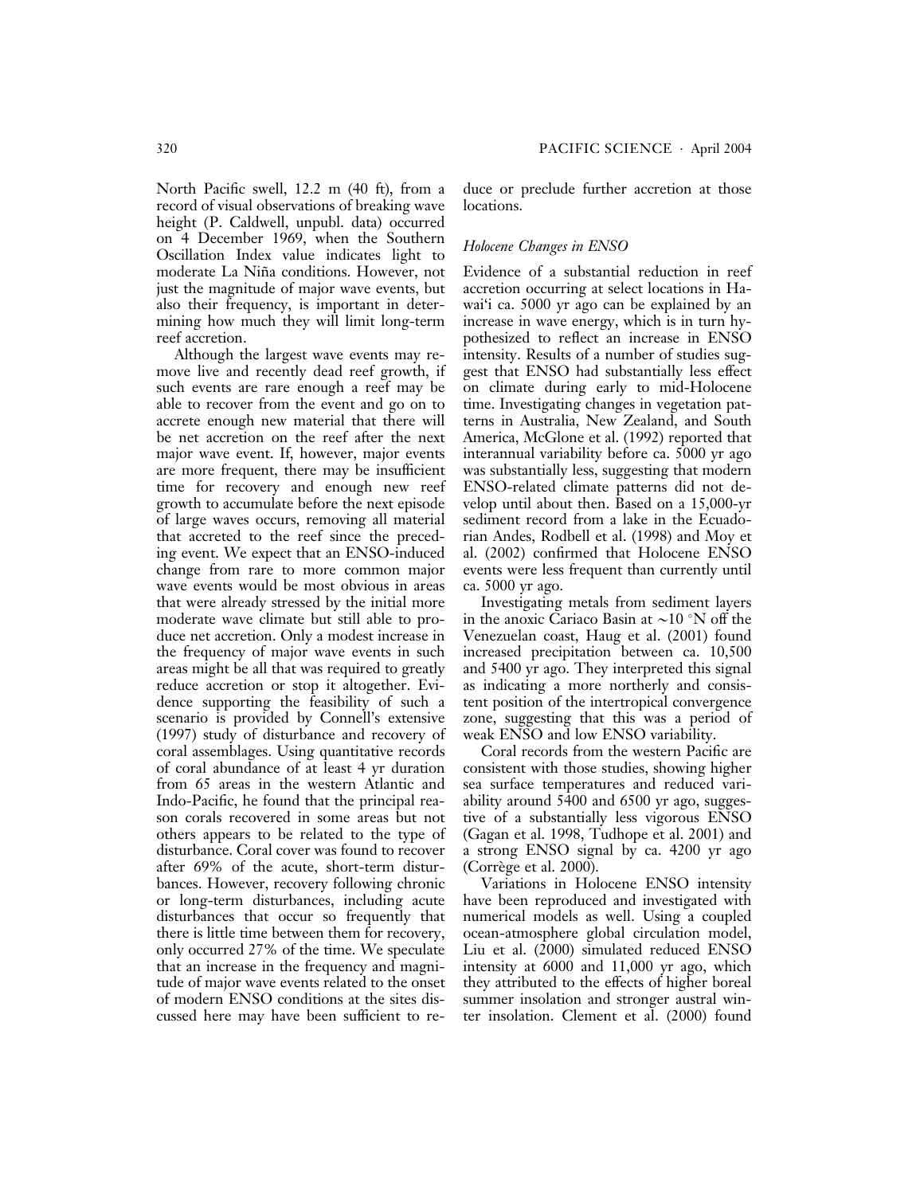North Pacific swell, 12.2 m (40 ft), from a record of visual observations of breaking wave height (P. Caldwell, unpubl. data) occurred on 4 December 1969, when the Southern Oscillation Index value indicates light to moderate La Niña conditions. However, not just the magnitude of major wave events, but also their frequency, is important in determining how much they will limit long-term reef accretion.

Although the largest wave events may remove live and recently dead reef growth, if such events are rare enough a reef may be able to recover from the event and go on to accrete enough new material that there will be net accretion on the reef after the next major wave event. If, however, major events are more frequent, there may be insufficient time for recovery and enough new reef growth to accumulate before the next episode of large waves occurs, removing all material that accreted to the reef since the preceding event. We expect that an ENSO-induced change from rare to more common major wave events would be most obvious in areas that were already stressed by the initial more moderate wave climate but still able to produce net accretion. Only a modest increase in the frequency of major wave events in such areas might be all that was required to greatly reduce accretion or stop it altogether. Evidence supporting the feasibility of such a scenario is provided by Connell's extensive (1997) study of disturbance and recovery of coral assemblages. Using quantitative records of coral abundance of at least 4 yr duration from 65 areas in the western Atlantic and Indo-Pacific, he found that the principal reason corals recovered in some areas but not others appears to be related to the type of disturbance. Coral cover was found to recover after 69% of the acute, short-term disturbances. However, recovery following chronic or long-term disturbances, including acute disturbances that occur so frequently that there is little time between them for recovery, only occurred 27% of the time. We speculate that an increase in the frequency and magnitude of major wave events related to the onset of modern ENSO conditions at the sites discussed here may have been sufficient to reduce or preclude further accretion at those locations.

### *Holocene Changes in ENSO*

Evidence of a substantial reduction in reef accretion occurring at select locations in Hawai'i ca. 5000 yr ago can be explained by an increase in wave energy, which is in turn hypothesized to reflect an increase in ENSO intensity. Results of a number of studies suggest that ENSO had substantially less effect on climate during early to mid-Holocene time. Investigating changes in vegetation patterns in Australia, New Zealand, and South America, McGlone et al. (1992) reported that interannual variability before ca. 5000 yr ago was substantially less, suggesting that modern ENSO-related climate patterns did not develop until about then. Based on a 15,000-yr sediment record from a lake in the Ecuadorian Andes, Rodbell et al. (1998) and Moy et al. (2002) confirmed that Holocene ENSO events were less frequent than currently until ca. 5000 yr ago.

Investigating metals from sediment layers in the anoxic Cariaco Basin at ~10 °N off the Venezuelan coast, Haug et al. (2001) found increased precipitation between ca. 10,500 and 5400 yr ago. They interpreted this signal as indicating a more northerly and consistent position of the intertropical convergence zone, suggesting that this was a period of weak ENSO and low ENSO variability.

Coral records from the western Pacific are consistent with those studies, showing higher sea surface temperatures and reduced variability around 5400 and 6500 yr ago, suggestive of a substantially less vigorous ENSO (Gagan et al. 1998, Tudhope et al. 2001) and a strong ENSO signal by ca. 4200 yr ago (Corrège et al. 2000).

Variations in Holocene ENSO intensity have been reproduced and investigated with numerical models as well. Using a coupled ocean-atmosphere global circulation model, Liu et al. (2000) simulated reduced ENSO intensity at 6000 and 11,000 yr ago, which they attributed to the effects of higher boreal summer insolation and stronger austral winter insolation. Clement et al. (2000) found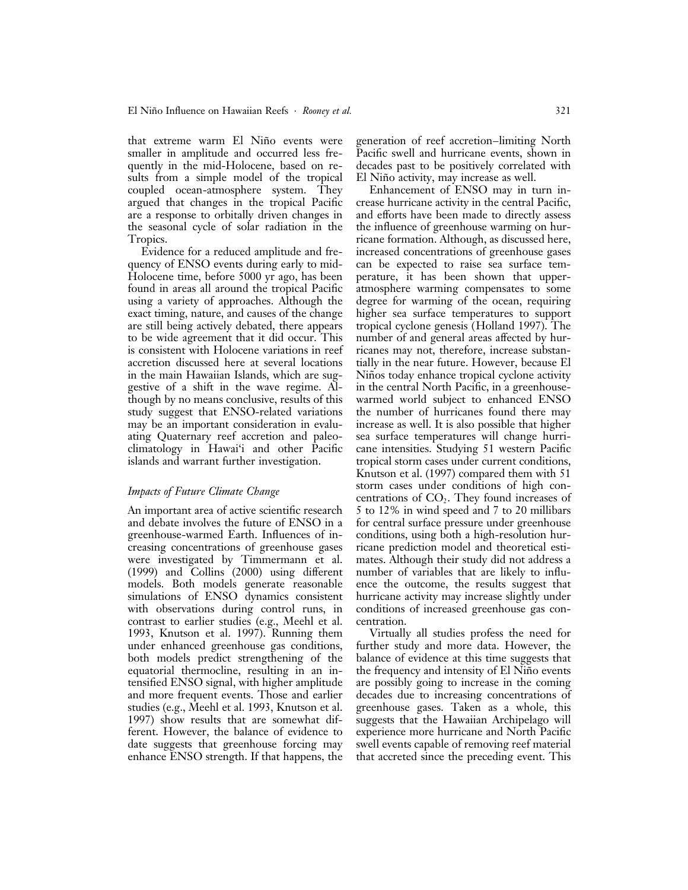that extreme warm El Niño events were smaller in amplitude and occurred less frequently in the mid-Holocene, based on results from a simple model of the tropical coupled ocean-atmosphere system. They argued that changes in the tropical Pacific are a response to orbitally driven changes in the seasonal cycle of solar radiation in the Tropics.

Evidence for a reduced amplitude and frequency of ENSO events during early to mid-Holocene time, before 5000 yr ago, has been found in areas all around the tropical Pacific using a variety of approaches. Although the exact timing, nature, and causes of the change are still being actively debated, there appears to be wide agreement that it did occur. This is consistent with Holocene variations in reef accretion discussed here at several locations in the main Hawaiian Islands, which are suggestive of a shift in the wave regime. Although by no means conclusive, results of this study suggest that ENSO-related variations may be an important consideration in evaluating Quaternary reef accretion and paleoclimatology in Hawai'i and other Pacific islands and warrant further investigation.

### *Impacts of Future Climate Change*

An important area of active scientific research and debate involves the future of ENSO in a greenhouse-warmed Earth. Influences of increasing concentrations of greenhouse gases were investigated by Timmermann et al. (1999) and Collins (2000) using different models. Both models generate reasonable simulations of ENSO dynamics consistent with observations during control runs, in contrast to earlier studies (e.g., Meehl et al. 1993, Knutson et al. 1997). Running them under enhanced greenhouse gas conditions, both models predict strengthening of the equatorial thermocline, resulting in an intensified ENSO signal, with higher amplitude and more frequent events. Those and earlier studies (e.g., Meehl et al. 1993, Knutson et al. 1997) show results that are somewhat different. However, the balance of evidence to date suggests that greenhouse forcing may enhance ENSO strength. If that happens, the generation of reef accretion–limiting North Pacific swell and hurricane events, shown in decades past to be positively correlated with El Niño activity, may increase as well.

Enhancement of ENSO may in turn increase hurricane activity in the central Pacific, and efforts have been made to directly assess the influence of greenhouse warming on hurricane formation. Although, as discussed here, increased concentrations of greenhouse gases can be expected to raise sea surface temperature, it has been shown that upper-atmosphere warming compensates to some degree for warming of the ocean, requiring higher sea surface temperatures to support tropical cyclone genesis (Holland 1997). The number of and general areas affected by hurricanes may not, therefore, increase substantially in the near future. However, because El Niños today enhance tropical cyclone activity in the central North Pacific, in a greenhouse-warmed world subject to enhanced ENSO the number of hurricanes found there may increase as well. It is also possible that higher sea surface temperatures will change hurricane intensities. Studying 51 western Pacific tropical storm cases under current conditions, Knutson et al. (1997) compared them with 51 storm cases under conditions of high concentrations of $CO_2$. They found increases of 5 to 12% in wind speed and 7 to 20 millibars for central surface pressure under greenhouse conditions, using both a high-resolution hurricane prediction model and theoretical estimates. Although their study did not address a number of variables that are likely to influence the outcome, the results suggest that hurricane activity may increase slightly under conditions of increased greenhouse gas concentration.

Virtually all studies profess the need for further study and more data. However, the balance of evidence at this time suggests that the frequency and intensity of El Niño events are possibly going to increase in the coming decades due to increasing concentrations of greenhouse gases. Taken as a whole, this suggests that the Hawaiian Archipelago will experience more hurricane and North Pacific swell events capable of removing reef material that accreted since the preceding event. This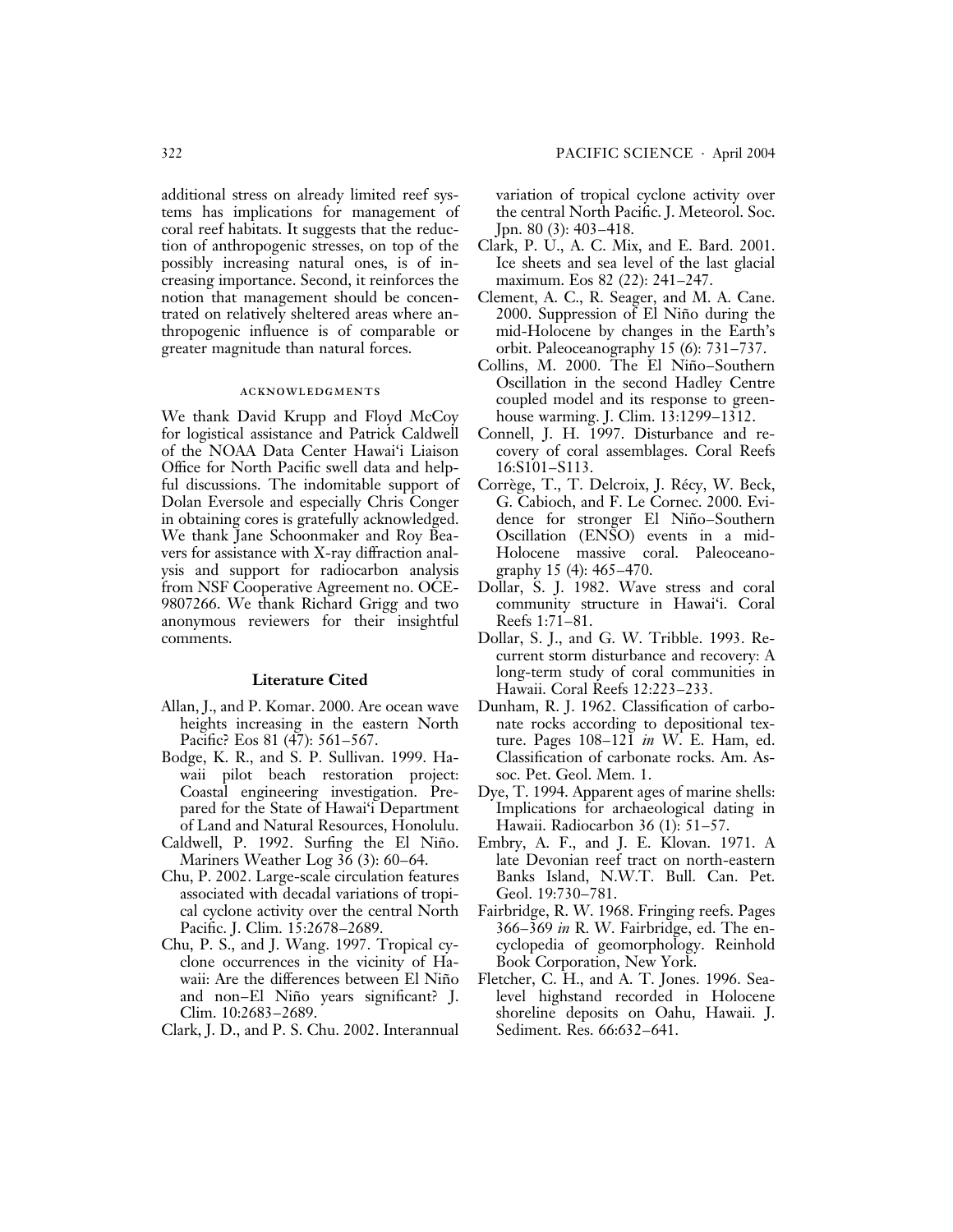additional stress on already limited reef systems has implications for management of coral reef habitats. It suggests that the reduction of anthropogenic stresses, on top of the possibly increasing natural ones, is of increasing importance. Second, it reinforces the notion that management should be concentrated on relatively sheltered areas where anthropogenic influence is of comparable or greater magnitude than natural forces.

## ACKNOWLEDGMENTS

We thank David Krupp and Floyd McCoy for logistical assistance and Patrick Caldwell of the NOAA Data Center Hawai'i Liaison Office for North Pacific swell data and helpful discussions. The indomitable support of Dolan Eversole and especially Chris Conger in obtaining cores is gratefully acknowledged. We thank Jane Schoonmaker and Roy Beavers for assistance with X-ray diffraction analysis and support for radiocarbon analysis from NSF Cooperative Agreement no. OCE-9807266. We thank Richard Grigg and two anonymous reviewers for their insightful comments.

## Literature Cited

Allan, J., and P. Komar. 2000. Are ocean wave heights increasing in the eastern North Pacific? Eos 81 (47): 561–567.

Bodge, K. R., and S. P. Sullivan. 1999. Hawaii pilot beach restoration project: Coastal engineering investigation. Prepared for the State of Hawai'i Department of Land and Natural Resources, Honolulu.

Caldwell, P. 1992. Surfing the El Niño. Mariners Weather Log 36 (3): 60–64.

Chu, P. 2002. Large-scale circulation features associated with decadal variations of tropical cyclone activity over the central North Pacific. J. Clim. 15:2678–2689.

Chu, P. S., and J. Wang. 1997. Tropical cyclone occurrences in the vicinity of Hawaii: Are the differences between El Niño and non–El Niño years significant? J. Clim. 10:2683–2689.

Clark, J. D., and P. S. Chu. 2002. Interannual variation of tropical cyclone activity over the central North Pacific. J. Meteorol. Soc. Jpn. 80 (3): 403–418.

Clark, P. U., A. C. Mix, and E. Bard. 2001. Ice sheets and sea level of the last glacial maximum. Eos 82 (22): 241–247.

Clement, A. C., R. Seager, and M. A. Cane. 2000. Suppression of El Niño during the mid-Holocene by changes in the Earth's orbit. Paleoceanography 15 (6): 731–737.

Collins, M. 2000. The El Niño–Southern Oscillation in the second Hadley Centre coupled model and its response to greenhouse warming. J. Clim. 13:1299–1312.

Connell, J. H. 1997. Disturbance and recovery of coral assemblages. Coral Reefs 16:S101–S113.

Corrège, T., T. Delcroix, J. Récy, W. Beck, G. Cabioch, and F. Le Cornec. 2000. Evidence for stronger El Niño–Southern Oscillation (ENSO) events in a mid-Holocene massive coral. Paleoceanography 15 (4): 465–470.

Dollar, S. J. 1982. Wave stress and coral community structure in Hawai'i. Coral Reefs 1:71–81.

Dollar, S. J., and G. W. Tribble. 1993. Recurrent storm disturbance and recovery: A long-term study of coral communities in Hawaii. Coral Reefs 12:223–233.

Dunham, R. J. 1962. Classification of carbonate rocks according to depositional texture. Pages 108–121 *in* W. E. Ham, ed. Classification of carbonate rocks. Am. Assoc. Pet. Geol. Mem. 1.

Dye, T. 1994. Apparent ages of marine shells: Implications for archaeological dating in Hawaii. Radiocarbon 36 (1): 51–57.

Embry, A. F., and J. E. Klovan. 1971. A late Devonian reef tract on north-eastern Banks Island, N.W.T. Bull. Can. Pet. Geol. 19:730–781.

Fairbridge, R. W. 1968. Fringing reefs. Pages 366–369 *in* R. W. Fairbridge, ed. The encyclopedia of geomorphology. Reinhold Book Corporation, New York.

Fletcher, C. H., and A. T. Jones. 1996. Sea-level highstand recorded in Holocene shoreline deposits on Oahu, Hawaii. J. Sediment. Res. 66:632–641.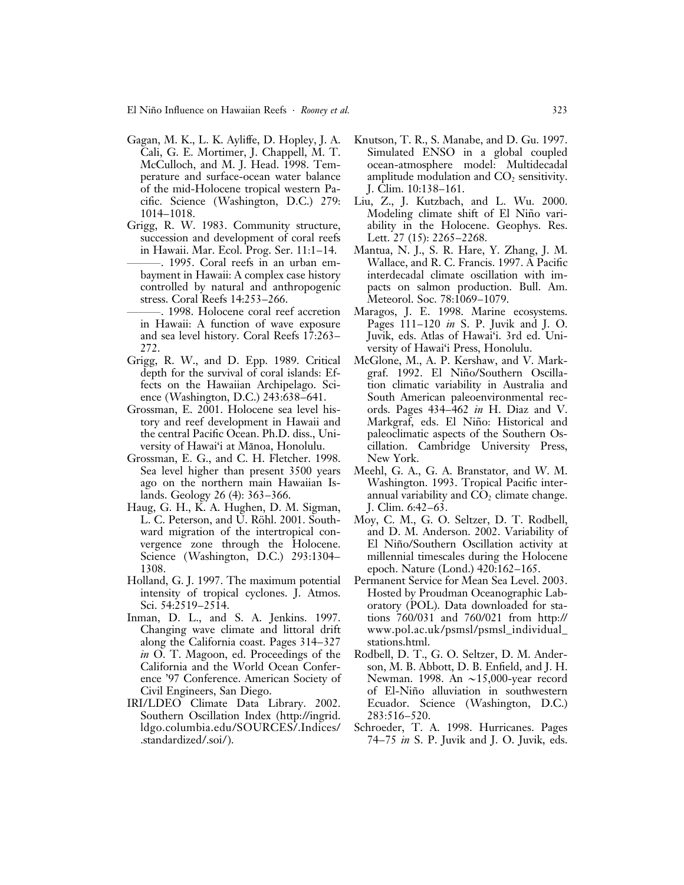Gagan, M. K., L. K. Ayliffe, D. Hopley, J. A. Cali, G. E. Mortimer, J. Chappell, M. T. McCulloch, and M. J. Head. 1998. Temperature and surface-ocean water balance of the mid-Holocene tropical western Pacific. Science (Washington, D.C.) 279: 1014–1018.

Grigg, R. W. 1983. Community structure, succession and development of coral reefs in Hawaii. Mar. Ecol. Prog. Ser. 11:1–14.

———. 1995. Coral reefs in an urban embayment in Hawaii: A complex case history controlled by natural and anthropogenic stress. Coral Reefs 14:253–266.

———. 1998. Holocene coral reef accretion in Hawaii: A function of wave exposure and sea level history. Coral Reefs 17:263–272.

Grigg, R. W., and D. Epp. 1989. Critical depth for the survival of coral islands: Effects on the Hawaiian Archipelago. Science (Washington, D.C.) 243:638–641.

Grossman, E. 2001. Holocene sea level history and reef development in Hawaii and the central Pacific Ocean. Ph.D. diss., University of Hawai'i at Mānoa, Honolulu.

Grossman, E. G., and C. H. Fletcher. 1998. Sea level higher than present 3500 years ago on the northern main Hawaiian Islands. Geology 26 (4): 363–366.

Haug, G. H., K. A. Hughen, D. M. Sigman, L. C. Peterson, and U. Röhl. 2001. Southward migration of the intertropical convergence zone through the Holocene. Science (Washington, D.C.) 293:1304–1308.

Holland, G. J. 1997. The maximum potential intensity of tropical cyclones. J. Atmos. Sci. 54:2519–2514.

Inman, D. L., and S. A. Jenkins. 1997. Changing wave climate and littoral drift along the California coast. Pages 314–327 *in* O. T. Magoon, ed. Proceedings of the California and the World Ocean Conference '97 Conference. American Society of Civil Engineers, San Diego.

IRI/LDEO Climate Data Library. 2002. Southern Oscillation Index (http://ingrid.ldgo.columbia.edu/SOURCES/.Indices/.standardized/.soi/).

Knutson, T. R., S. Manabe, and D. Gu. 1997. Simulated ENSO in a global coupled ocean-atmosphere model: Multidecadal amplitude modulation and $CO_2$ sensitivity. J. Clim. 10:138–161.

Liu, Z., J. Kutzbach, and L. Wu. 2000. Modeling climate shift of El Niño variability in the Holocene. Geophys. Res. Lett. 27 (15): 2265–2268.

Mantua, N. J., S. R. Hare, Y. Zhang, J. M. Wallace, and R. C. Francis. 1997. A Pacific interdecadal climate oscillation with impacts on salmon production. Bull. Am. Meteorol. Soc. 78:1069–1079.

Maragos, J. E. 1998. Marine ecosystems. Pages 111–120 *in* S. P. Juvik and J. O. Juvik, eds. Atlas of Hawai'i. 3rd ed. University of Hawai'i Press, Honolulu.

McGlone, M., A. P. Kershaw, and V. Markgraf. 1992. El Niño/Southern Oscillation climatic variability in Australia and South American paleoenvironmental records. Pages 434–462 *in* H. Diaz and V. Markgraf, eds. El Niño: Historical and paleoclimatic aspects of the Southern Oscillation. Cambridge University Press, New York.

Meehl, G. A., G. A. Branstator, and W. M. Washington. 1993. Tropical Pacific interannual variability and $CO_2$ climate change. J. Clim. 6:42–63.

Moy, C. M., G. O. Seltzer, D. T. Rodbell, and D. M. Anderson. 2002. Variability of El Niño/Southern Oscillation activity at millennial timescales during the Holocene epoch. Nature (Lond.) 420:162–165.

Permanent Service for Mean Sea Level. 2003. Hosted by Proudman Oceanographic Laboratory (POL). Data downloaded for stations 760/031 and 760/021 from http://www.pol.ac.uk/psmsl/psmsl_individual_stations.html.

Rodbell, D. T., G. O. Seltzer, D. M. Anderson, M. B. Abbott, D. B. Enfield, and J. H. Newman. 1998. An ~15,000-year record of El-Niño alluviation in southwestern Ecuador. Science (Washington, D.C.) 283:516–520.

Schroeder, T. A. 1998. Hurricanes. Pages 74–75 *in* S. P. Juvik and J. O. Juvik, eds.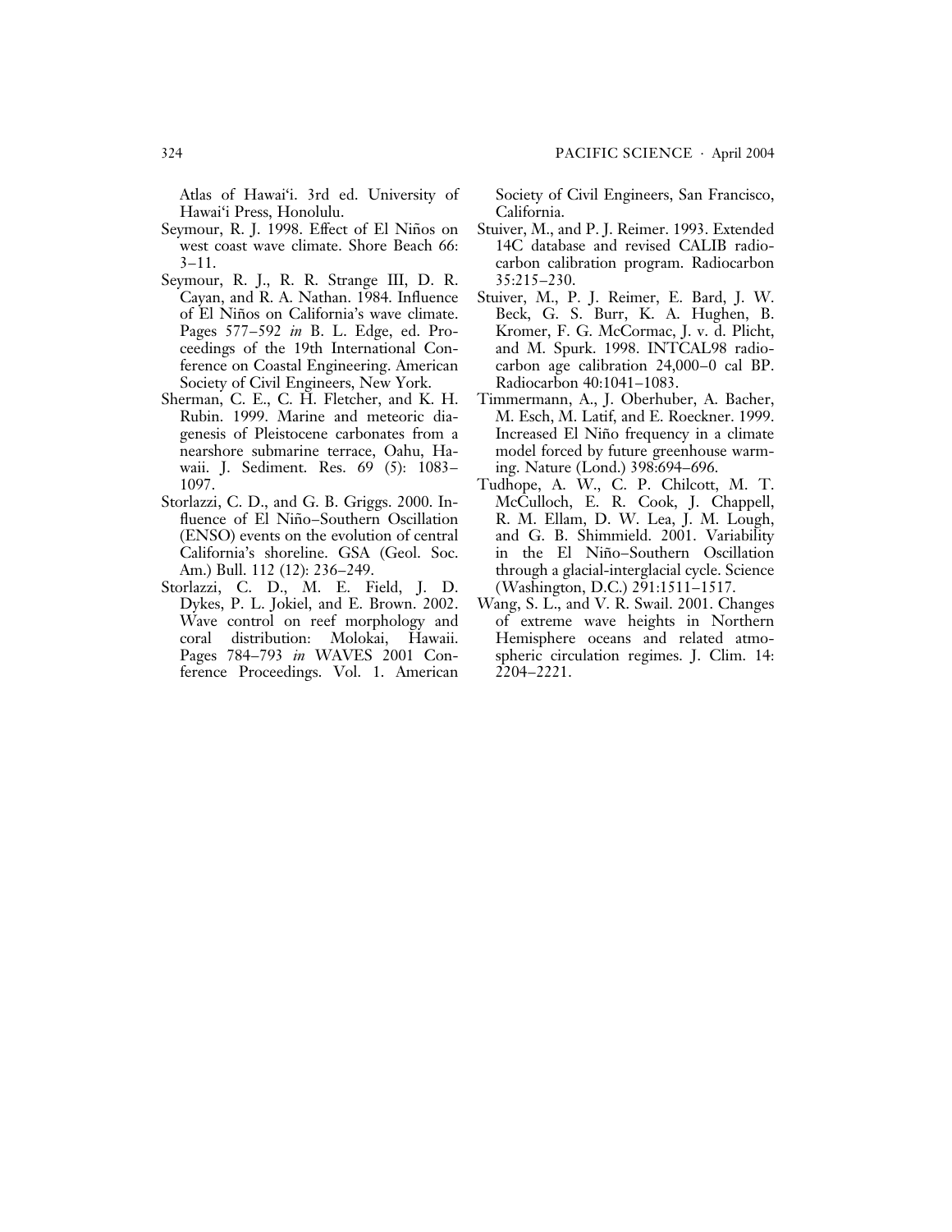Atlas of Hawai'i. 3rd ed. University of Hawai'i Press, Honolulu.

Seymour, R. J. 1998. Effect of El Niños on west coast wave climate. Shore Beach 66: 3–11.

Seymour, R. J., R. R. Strange III, D. R. Cayan, and R. A. Nathan. 1984. Influence of El Niños on California's wave climate. Pages 577–592 *in* B. L. Edge, ed. Proceedings of the 19th International Conference on Coastal Engineering. American Society of Civil Engineers, New York.

Sherman, C. E., C. H. Fletcher, and K. H. Rubin. 1999. Marine and meteoric diagenesis of Pleistocene carbonates from a nearshore submarine terrace, Oahu, Hawaii. J. Sediment. Res. 69 (5): 1083–1097.

Storlazzi, C. D., and G. B. Griggs. 2000. Influence of El Niño–Southern Oscillation (ENSO) events on the evolution of central California's shoreline. GSA (Geol. Soc. Am.) Bull. 112 (12): 236–249.

Storlazzi, C. D., M. E. Field, J. D. Dykes, P. L. Jokiel, and E. Brown. 2002. Wave control on reef morphology and coral distribution: Molokai, Hawaii. Pages 784–793 *in* WAVES 2001 Conference Proceedings. Vol. 1. American Society of Civil Engineers, San Francisco, California.

Stuiver, M., and P. J. Reimer. 1993. Extended 14C database and revised CALIB radiocarbon calibration program. Radiocarbon 35:215–230.

Stuiver, M., P. J. Reimer, E. Bard, J. W. Beck, G. S. Burr, K. A. Hughen, B. Kromer, F. G. McCormac, J. v. d. Plicht, and M. Spurk. 1998. INTCAL98 radiocarbon age calibration 24,000–0 cal BP. Radiocarbon 40:1041–1083.

Timmermann, A., J. Oberhuber, A. Bacher, M. Esch, M. Latif, and E. Roeckner. 1999. Increased El Niño frequency in a climate model forced by future greenhouse warming. Nature (Lond.) 398:694–696.

Tudhope, A. W., C. P. Chilcott, M. T. McCulloch, E. R. Cook, J. Chappell, R. M. Ellam, D. W. Lea, J. M. Lough, and G. B. Shimmield. 2001. Variability in the El Niño–Southern Oscillation through a glacial-interglacial cycle. Science (Washington, D.C.) 291:1511–1517.

Wang, S. L., and V. R. Swail. 2001. Changes of extreme wave heights in Northern Hemisphere oceans and related atmospheric circulation regimes. J. Clim. 14: 2204–2221.